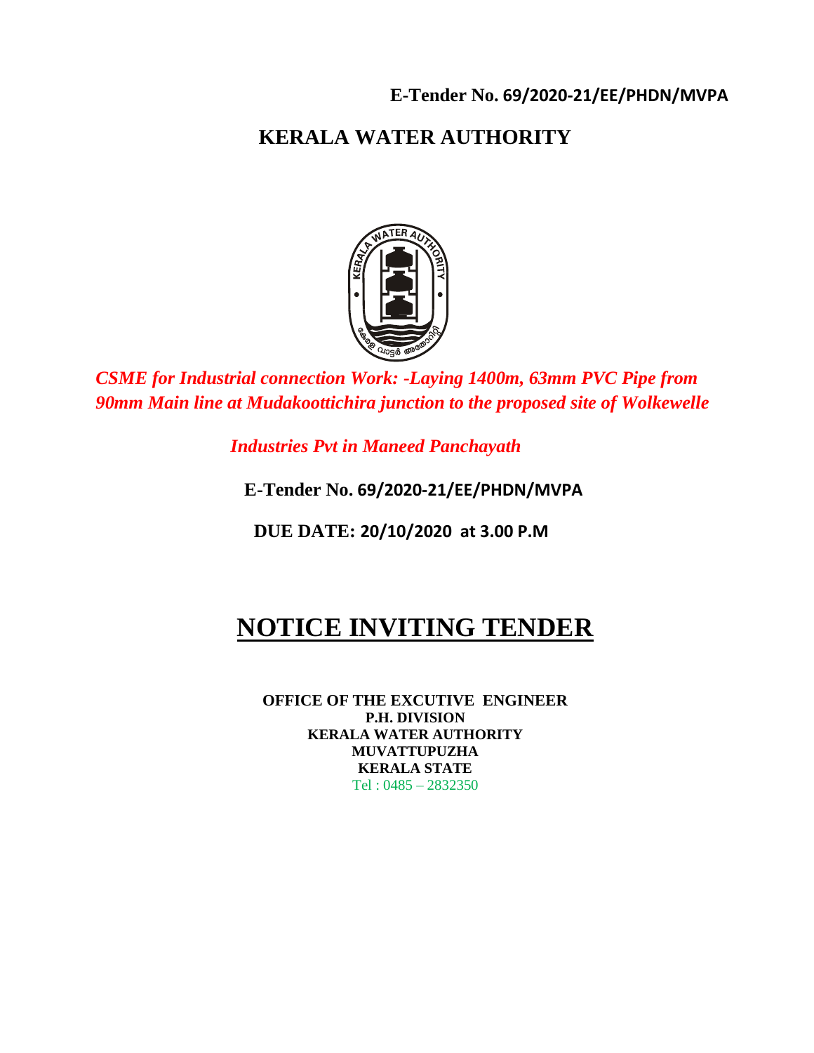**E-Tender No. 69/2020-21/EE/PHDN/MVPA**

# KERALA WATER AUTHORITY

***CSME for Industrial connection Work: -Laying 1400m, 63mm PVC Pipe from 90mm Main line at Mudakoottichira junction to the proposed site of Wolkewelle Industries Pvt in Maneed Panchayath***

**E-Tender No. 69/2020-21/EE/PHDN/MVPA**

**DUE DATE: 20/10/2020 at 3.00 P.M**

# NOTICE INVITING TENDER

**OFFICE OF THE EXCUTIVE ENGINEER**
**P.H. DIVISION**
**KERALA WATER AUTHORITY**
**MUVATTUPUZHA**
**KERALA STATE**
Tel : 0485 – 2832350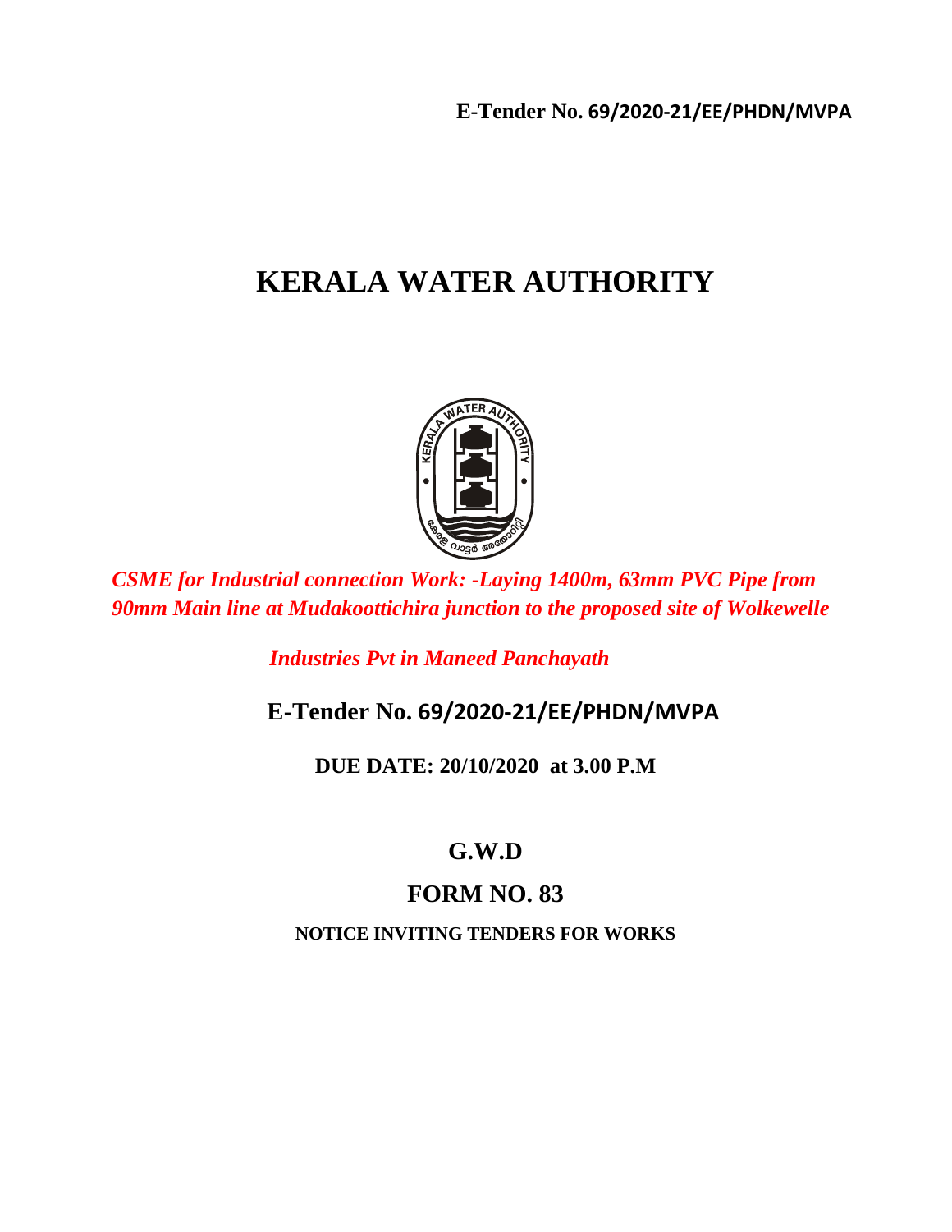E-Tender No. 69/2020-21/EE/PHDN/MVPA

# KERALA WATER AUTHORITY

*CSME for Industrial connection Work: -Laying 1400m, 63mm PVC Pipe from 90mm Main line at Mudakoottichira junction to the proposed site of Wolkewelle Industries Pvt in Maneed Panchayath*

## E-Tender No. 69/2020-21/EE/PHDN/MVPA

**DUE DATE: 20/10/2020 at 3.00 P.M**

## G.W.D

## FORM NO. 83

**NOTICE INVITING TENDERS FOR WORKS**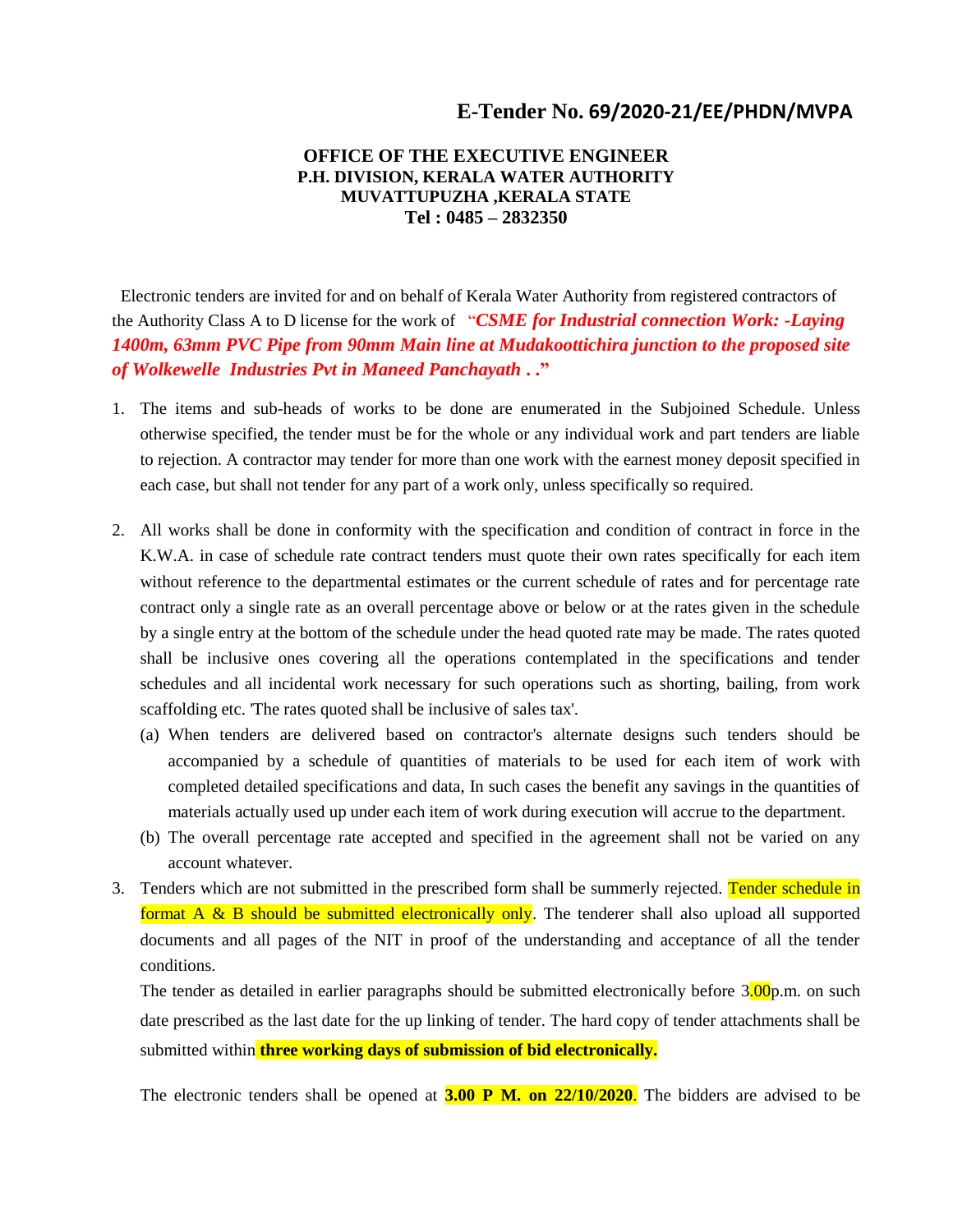## E-Tender No. 69/2020-21/EE/PHDN/MVPA

**OFFICE OF THE EXECUTIVE ENGINEER**
**P.H. DIVISION, KERALA WATER AUTHORITY**
**MUVATTUPUZHA ,KERALA STATE**
**Tel : 0485 – 2832350**

Electronic tenders are invited for and on behalf of Kerala Water Authority from registered contractors of the Authority Class A to D license for the work of "***CSME for Industrial connection Work: -Laying 1400m, 63mm PVC Pipe from 90mm Main line at Mudakoottichira junction to the proposed site of Wolkewelle Industries Pvt in Maneed Panchayath . .***"

1. The items and sub-heads of works to be done are enumerated in the Subjoined Schedule. Unless otherwise specified, the tender must be for the whole or any individual work and part tenders are liable to rejection. A contractor may tender for more than one work with the earnest money deposit specified in each case, but shall not tender for any part of a work only, unless specifically so required.

2. All works shall be done in conformity with the specification and condition of contract in force in the K.W.A. in case of schedule rate contract tenders must quote their own rates specifically for each item without reference to the departmental estimates or the current schedule of rates and for percentage rate contract only a single rate as an overall percentage above or below or at the rates given in the schedule by a single entry at the bottom of the schedule under the head quoted rate may be made. The rates quoted shall be inclusive ones covering all the operations contemplated in the specifications and tender schedules and all incidental work necessary for such operations such as shorting, bailing, from work scaffolding etc. 'The rates quoted shall be inclusive of sales tax'.
   (a) When tenders are delivered based on contractor's alternate designs such tenders should be accompanied by a schedule of quantities of materials to be used for each item of work with completed detailed specifications and data, In such cases the benefit any savings in the quantities of materials actually used up under each item of work during execution will accrue to the department.
   (b) The overall percentage rate accepted and specified in the agreement shall not be varied on any account whatever.

3. Tenders which are not submitted in the prescribed form shall be summerly rejected. Tender schedule in format A & B should be submitted electronically only. The tenderer shall also upload all supported documents and all pages of the NIT in proof of the understanding and acceptance of all the tender conditions.

   The tender as detailed in earlier paragraphs should be submitted electronically before 3.00p.m. on such date prescribed as the last date for the up linking of tender. The hard copy of tender attachments shall be submitted within **three working days of submission of bid electronically.**

   The electronic tenders shall be opened at **3.00 P M. on 22/10/2020**. The bidders are advised to be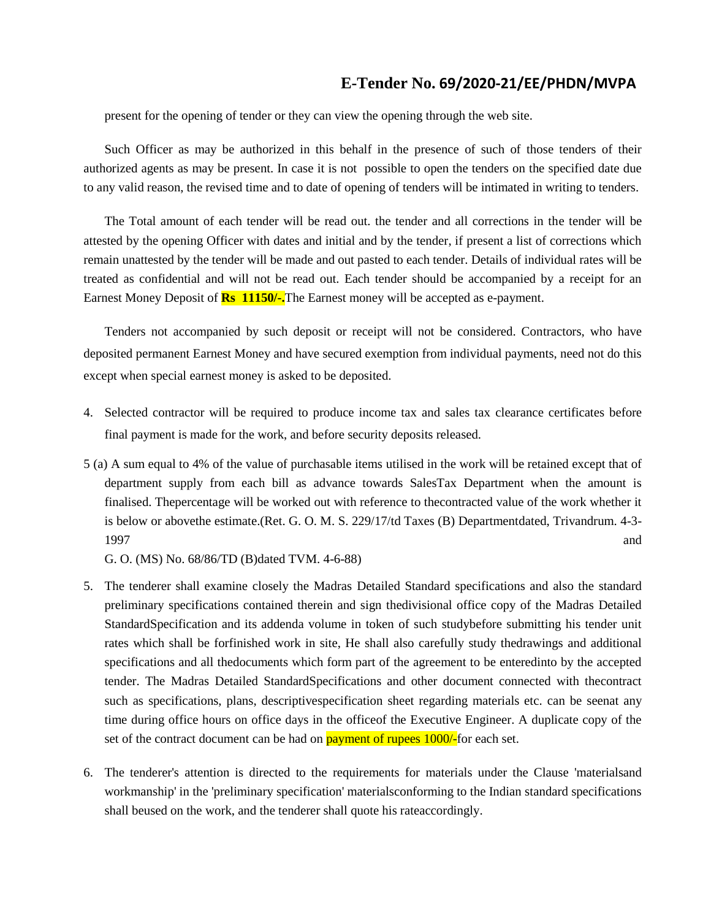present for the opening of tender or they can view the opening through the web site.

Such Officer as may be authorized in this behalf in the presence of such of those tenders of their authorized agents as may be present. In case it is not possible to open the tenders on the specified date due to any valid reason, the revised time and to date of opening of tenders will be intimated in writing to tenders.

The Total amount of each tender will be read out. the tender and all corrections in the tender will be attested by the opening Officer with dates and initial and by the tender, if present a list of corrections which remain unattested by the tender will be made and out pasted to each tender. Details of individual rates will be treated as confidential and will not be read out. Each tender should be accompanied by a receipt for an Earnest Money Deposit of **Rs 11150/-.** The Earnest money will be accepted as e-payment.

Tenders not accompanied by such deposit or receipt will not be considered. Contractors, who have deposited permanent Earnest Money and have secured exemption from individual payments, need not do this except when special earnest money is asked to be deposited.

4. Selected contractor will be required to produce income tax and sales tax clearance certificates before final payment is made for the work, and before security deposits released.

5 (a) A sum equal to 4% of the value of purchasable items utilised in the work will be retained except that of department supply from each bill as advance towards SalesTax Department when the amount is finalised. Thepercentage will be worked out with reference to thecontracted value of the work whether it is below or abovethe estimate.(Ret. G. O. M. S. 229/17/td Taxes (B) Departmentdated, Trivandrum. 4-3-1997 and G. O. (MS) No. 68/86/TD (B)dated TVM. 4-6-88)

5. The tenderer shall examine closely the Madras Detailed Standard specifications and also the standard preliminary specifications contained therein and sign thedivisional office copy of the Madras Detailed StandardSpecification and its addenda volume in token of such studybefore submitting his tender unit rates which shall be forfinished work in site, He shall also carefully study thedrawings and additional specifications and all thedocuments which form part of the agreement to be enteredinto by the accepted tender. The Madras Detailed StandardSpecifications and other document connected with thecontract such as specifications, plans, descriptivespecification sheet regarding materials etc. can be seenat any time during office hours on office days in the officeof the Executive Engineer. A duplicate copy of the set of the contract document can be had on payment of rupees 1000/-for each set.

6. The tenderer's attention is directed to the requirements for materials under the Clause 'materialsand workmanship' in the 'preliminary specification' materialsconforming to the Indian standard specifications shall beused on the work, and the tenderer shall quote his rateaccordingly.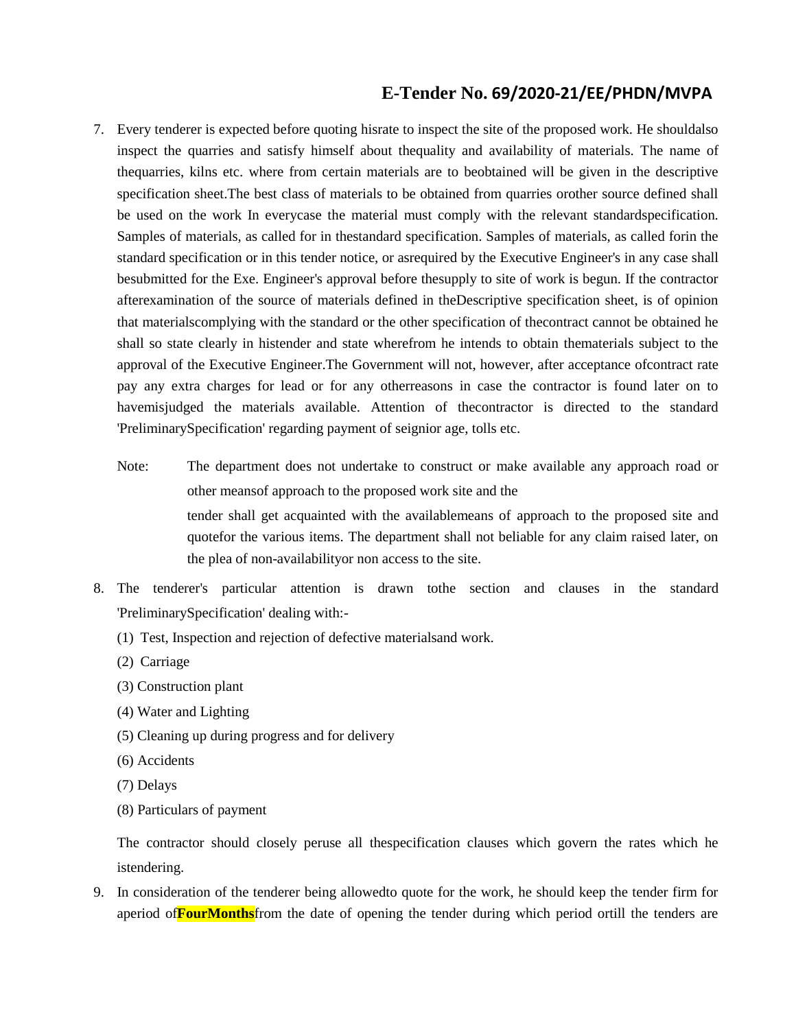7. Every tenderer is expected before quoting hisrate to inspect the site of the proposed work. He shouldalso inspect the quarries and satisfy himself about thequality and availability of materials. The name of thequarries, kilns etc. where from certain materials are to beobtained will be given in the descriptive specification sheet.The best class of materials to be obtained from quarries orother source defined shall be used on the work In everycase the material must comply with the relevant standardspecification. Samples of materials, as called for in thestandard specification. Samples of materials, as called forin the standard specification or in this tender notice, or asrequired by the Executive Engineer's in any case shall besubmitted for the Exe. Engineer's approval before thesupply to site of work is begun. If the contractor afterexamination of the source of materials defined in theDescriptive specification sheet, is of opinion that materialscomplying with the standard or the other specification of thecontract cannot be obtained he shall so state clearly in histender and state wherefrom he intends to obtain thematerials subject to the approval of the Executive Engineer.The Government will not, however, after acceptance ofcontract rate pay any extra charges for lead or for any otherreasons in case the contractor is found later on to havemisjudged the materials available. Attention of thecontractor is directed to the standard 'PreliminarySpecification' regarding payment of seignior age, tolls etc.

   Note: The department does not undertake to construct or make available any approach road or other meansof approach to the proposed work site and the tender shall get acquainted with the availablemeans of approach to the proposed site and quotefor the various items. The department shall not beliable for any claim raised later, on the plea of non-availabilityor non access to the site.

8. The tenderer's particular attention is drawn tothe section and clauses in the standard 'PreliminarySpecification' dealing with:-

   (1) Test, Inspection and rejection of defective materialsand work.

   (2) Carriage

   (3) Construction plant

   (4) Water and Lighting

   (5) Cleaning up during progress and for delivery

   (6) Accidents

   (7) Delays

   (8) Particulars of payment

   The contractor should closely peruse all thespecification clauses which govern the rates which he istendering.

9. In consideration of the tenderer being allowedto quote for the work, he should keep the tender firm for aperiod of**FourMonths**from the date of opening the tender during which period ortill the tenders are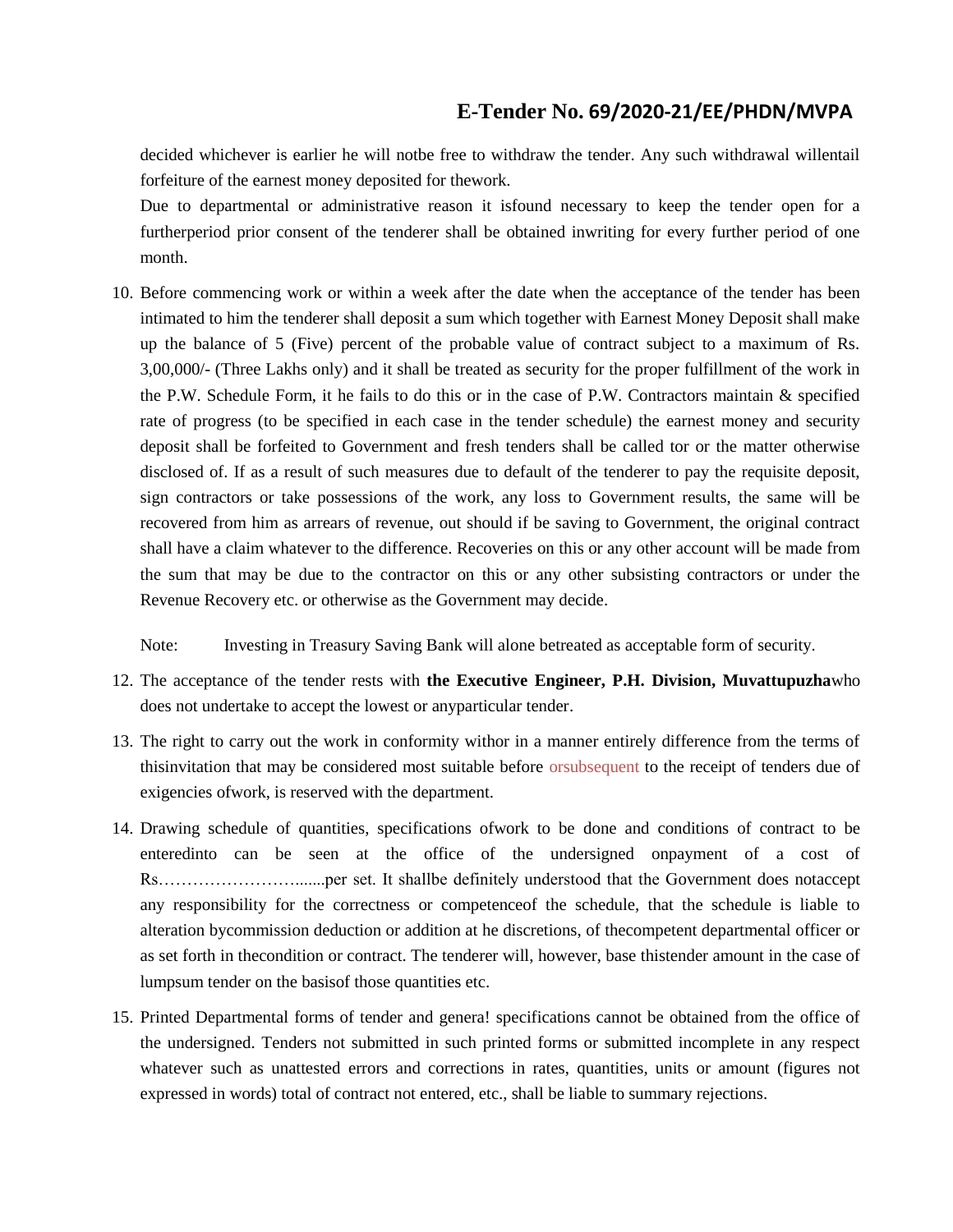decided whichever is earlier he will notbe free to withdraw the tender. Any such withdrawal willentail forfeiture of the earnest money deposited for thework.

Due to departmental or administrative reason it isfound necessary to keep the tender open for a furtherperiod prior consent of the tenderer shall be obtained inwriting for every further period of one month.

10. Before commencing work or within a week after the date when the acceptance of the tender has been intimated to him the tenderer shall deposit a sum which together with Earnest Money Deposit shall make up the balance of 5 (Five) percent of the probable value of contract subject to a maximum of Rs. 3,00,000/- (Three Lakhs only) and it shall be treated as security for the proper fulfillment of the work in the P.W. Schedule Form, it he fails to do this or in the case of P.W. Contractors maintain & specified rate of progress (to be specified in each case in the tender schedule) the earnest money and security deposit shall be forfeited to Government and fresh tenders shall be called tor or the matter otherwise disclosed of. If as a result of such measures due to default of the tenderer to pay the requisite deposit, sign contractors or take possessions of the work, any loss to Government results, the same will be recovered from him as arrears of revenue, out should if be saving to Government, the original contract shall have a claim whatever to the difference. Recoveries on this or any other account will be made from the sum that may be due to the contractor on this or any other subsisting contractors or under the Revenue Recovery etc. or otherwise as the Government may decide.

   Note: Investing in Treasury Saving Bank will alone betreated as acceptable form of security.

12. The acceptance of the tender rests with **the Executive Engineer, P.H. Division, Muvattupuzha**who does not undertake to accept the lowest or anyparticular tender.

13. The right to carry out the work in conformity withor in a manner entirely difference from the terms of thisinvitation that may be considered most suitable before orsubsequent to the receipt of tenders due of exigencies ofwork, is reserved with the department.

14. Drawing schedule of quantities, specifications ofwork to be done and conditions of contract to be enteredinto can be seen at the office of the undersigned onpayment of a cost of Rs…………………….......per set. It shallbe definitely understood that the Government does notaccept any responsibility for the correctness or competenceof the schedule, that the schedule is liable to alteration bycommission deduction or addition at he discretions, of thecompetent departmental officer or as set forth in thecondition or contract. The tenderer will, however, base thistender amount in the case of lumpsum tender on the basisof those quantities etc.

15. Printed Departmental forms of tender and genera! specifications cannot be obtained from the office of the undersigned. Tenders not submitted in such printed forms or submitted incomplete in any respect whatever such as unattested errors and corrections in rates, quantities, units or amount (figures not expressed in words) total of contract not entered, etc., shall be liable to summary rejections.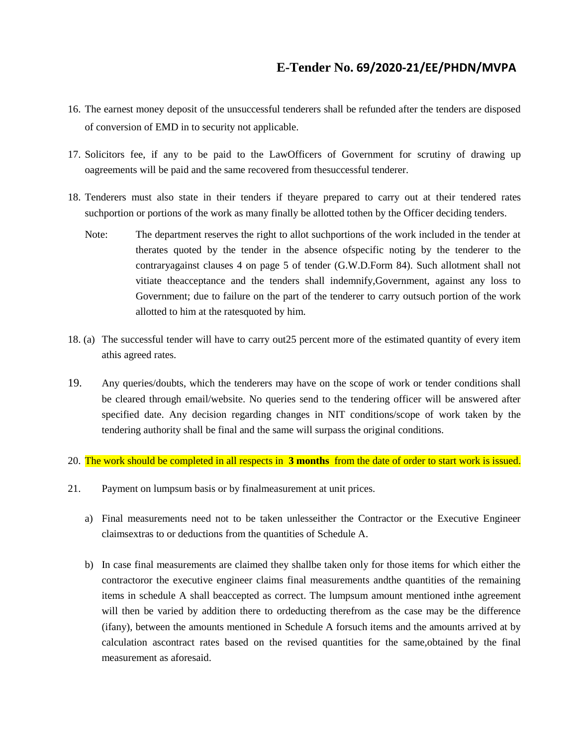16. The earnest money deposit of the unsuccessful tenderers shall be refunded after the tenders are disposed of conversion of EMD in to security not applicable.

17. Solicitors fee, if any to be paid to the LawOfficers of Government for scrutiny of drawing up oagreements will be paid and the same recovered from thesuccessful tenderer.

18. Tenderers must also state in their tenders if theyare prepared to carry out at their tendered rates suchportion or portions of the work as many finally be allotted tothen by the Officer deciding tenders.

    Note: The department reserves the right to allot suchportions of the work included in the tender at therates quoted by the tender in the absence ofspecific noting by the tenderer to the contraryagainst clauses 4 on page 5 of tender (G.W.D.Form 84). Such allotment shall not vitiate theacceptance and the tenders shall indemnify,Government, against any loss to Government; due to failure on the part of the tenderer to carry outsuch portion of the work allotted to him at the ratesquoted by him.

18. (a) The successful tender will have to carry out25 percent more of the estimated quantity of every item athis agreed rates.

19. Any queries/doubts, which the tenderers may have on the scope of work or tender conditions shall be cleared through email/website. No queries send to the tendering officer will be answered after specified date. Any decision regarding changes in NIT conditions/scope of work taken by the tendering authority shall be final and the same will surpass the original conditions.

20. The work should be completed in all respects in **3 months** from the date of order to start work is issued.

21. Payment on lumpsum basis or by finalmeasurement at unit prices.

    a) Final measurements need not to be taken unlesseither the Contractor or the Executive Engineer claimsextras to or deductions from the quantities of Schedule A.

    b) In case final measurements are claimed they shallbe taken only for those items for which either the contractoror the executive engineer claims final measurements andthe quantities of the remaining items in schedule A shall beaccepted as correct. The lumpsum amount mentioned inthe agreement will then be varied by addition there to ordeducting therefrom as the case may be the difference (ifany), between the amounts mentioned in Schedule A forsuch items and the amounts arrived at by calculation ascontract rates based on the revised quantities for the same,obtained by the final measurement as aforesaid.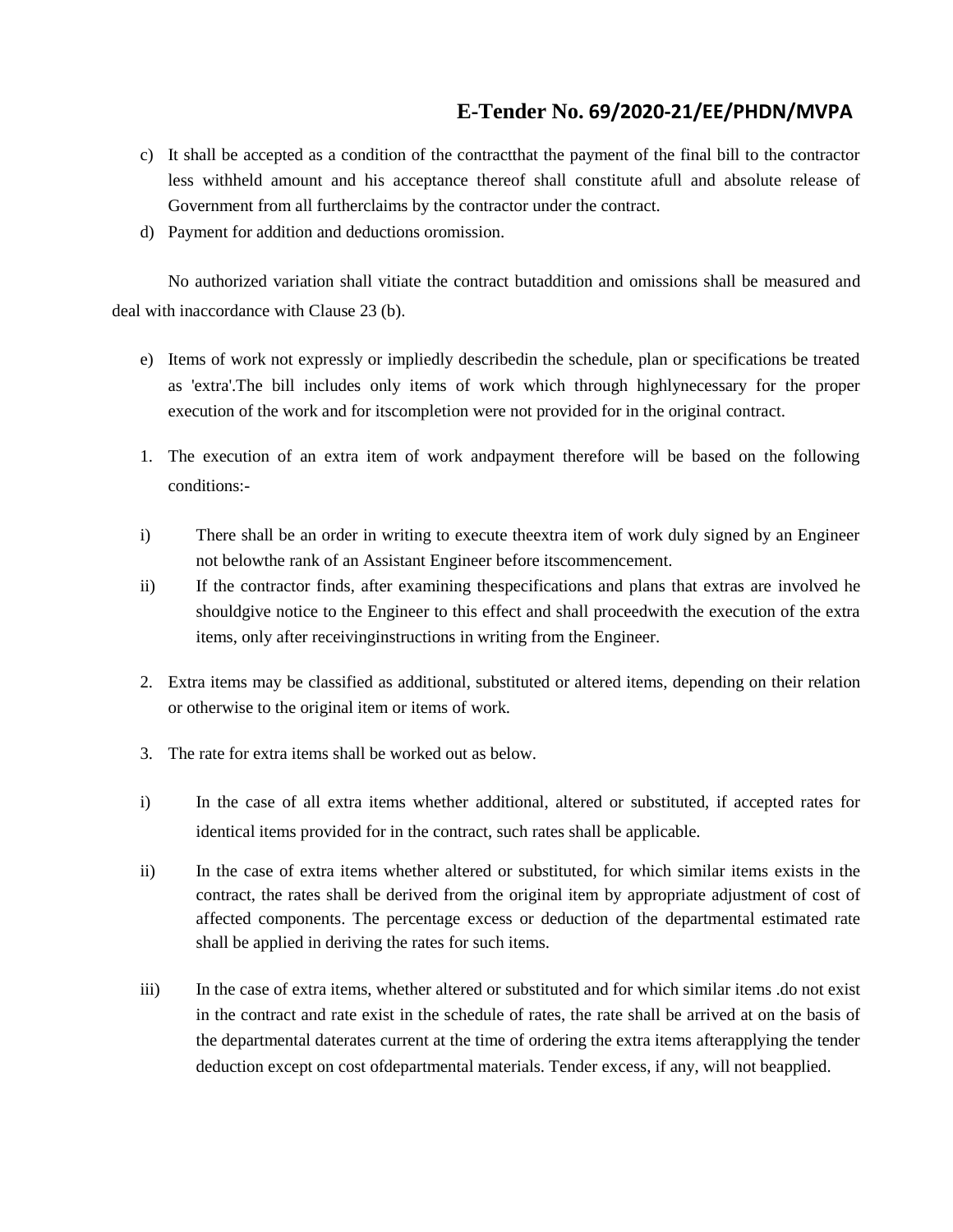c) It shall be accepted as a condition of the contractthat the payment of the final bill to the contractor less withheld amount and his acceptance thereof shall constitute afull and absolute release of Government from all furtherclaims by the contractor under the contract.

d) Payment for addition and deductions oromission.

No authorized variation shall vitiate the contract butaddition and omissions shall be measured and deal with inaccordance with Clause 23 (b).

e) Items of work not expressly or impliedly describedin the schedule, plan or specifications be treated as 'extra'.The bill includes only items of work which through highlynecessary for the proper execution of the work and for itscompletion were not provided for in the original contract.

1. The execution of an extra item of work andpayment therefore will be based on the following conditions:-

i) There shall be an order in writing to execute theextra item of work duly signed by an Engineer not belowthe rank of an Assistant Engineer before itscommencement.

ii) If the contractor finds, after examining thespecifications and plans that extras are involved he shouldgive notice to the Engineer to this effect and shall proceedwith the execution of the extra items, only after receivinginstructions in writing from the Engineer.

2. Extra items may be classified as additional, substituted or altered items, depending on their relation or otherwise to the original item or items of work.

3. The rate for extra items shall be worked out as below.

i) In the case of all extra items whether additional, altered or substituted, if accepted rates for identical items provided for in the contract, such rates shall be applicable.

ii) In the case of extra items whether altered or substituted, for which similar items exists in the contract, the rates shall be derived from the original item by appropriate adjustment of cost of affected components. The percentage excess or deduction of the departmental estimated rate shall be applied in deriving the rates for such items.

iii) In the case of extra items, whether altered or substituted and for which similar items .do not exist in the contract and rate exist in the schedule of rates, the rate shall be arrived at on the basis of the departmental daterates current at the time of ordering the extra items afterapplying the tender deduction except on cost ofdepartmental materials. Tender excess, if any, will not beapplied.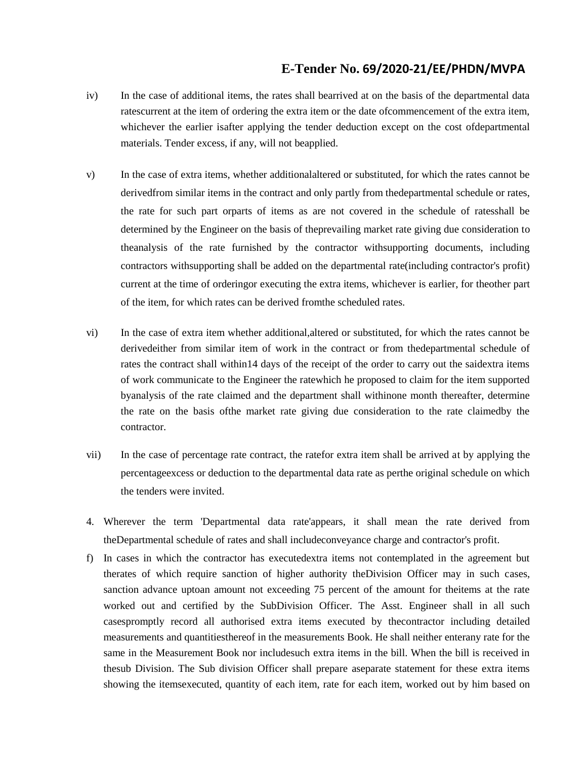iv) In the case of additional items, the rates shall bearrived at on the basis of the departmental data ratescurrent at the item of ordering the extra item or the date ofcommencement of the extra item, whichever the earlier isafter applying the tender deduction except on the cost ofdepartmental materials. Tender excess, if any, will not beapplied.

v) In the case of extra items, whether additionalaltered or substituted, for which the rates cannot be derivedfrom similar items in the contract and only partly from thedepartmental schedule or rates, the rate for such part orparts of items as are not covered in the schedule of ratesshall be determined by the Engineer on the basis of theprevailing market rate giving due consideration to theanalysis of the rate furnished by the contractor withsupporting documents, including contractors withsupporting shall be added on the departmental rate(including contractor's profit) current at the time of orderingor executing the extra items, whichever is earlier, for theother part of the item, for which rates can be derived fromthe scheduled rates.

vi) In the case of extra item whether additional,altered or substituted, for which the rates cannot be derivedeither from similar item of work in the contract or from thedepartmental schedule of rates the contract shall within14 days of the receipt of the order to carry out the saidextra items of work communicate to the Engineer the ratewhich he proposed to claim for the item supported byanalysis of the rate claimed and the department shall withinone month thereafter, determine the rate on the basis ofthe market rate giving due consideration to the rate claimedby the contractor.

vii) In the case of percentage rate contract, the ratefor extra item shall be arrived at by applying the percentageexcess or deduction to the departmental data rate as perthe original schedule on which the tenders were invited.

4. Wherever the term 'Departmental data rate'appears, it shall mean the rate derived from theDepartmental schedule of rates and shall includeconveyance charge and contractor's profit.

f) In cases in which the contractor has executedextra items not contemplated in the agreement but therates of which require sanction of higher authority theDivision Officer may in such cases, sanction advance uptoan amount not exceeding 75 percent of the amount for theitems at the rate worked out and certified by the SubDivision Officer. The Asst. Engineer shall in all such casespromptly record all authorised extra items executed by thecontractor including detailed measurements and quantitiesthereof in the measurements Book. He shall neither enterany rate for the same in the Measurement Book nor includesuch extra items in the bill. When the bill is received in thesub Division. The Sub division Officer shall prepare aseparate statement for these extra items showing the itemsexecuted, quantity of each item, rate for each item, worked out by him based on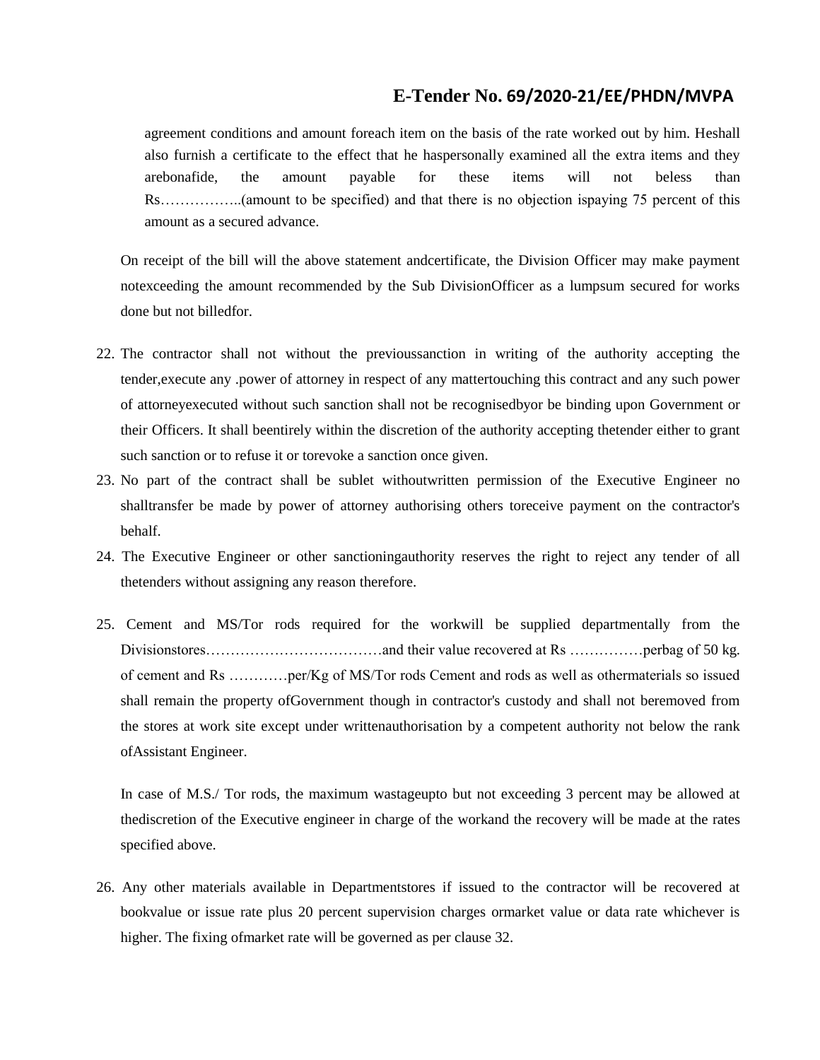agreement conditions and amount foreach item on the basis of the rate worked out by him. Heshall also furnish a certificate to the effect that he haspersonally examined all the extra items and they arebonafide, the amount payable for these items will not beless than Rs……………..(amount to be specified) and that there is no objection ispaying 75 percent of this amount as a secured advance.

On receipt of the bill will the above statement andcertificate, the Division Officer may make payment notexceeding the amount recommended by the Sub DivisionOfficer as a lumpsum secured for works done but not billedfor.

22. The contractor shall not without the previoussanction in writing of the authority accepting the tender,execute any .power of attorney in respect of any mattertouching this contract and any such power of attorneyexecuted without such sanction shall not be recognisedbyor be binding upon Government or their Officers. It shall beentirely within the discretion of the authority accepting thetender either to grant such sanction or to refuse it or torevoke a sanction once given.
23. No part of the contract shall be sublet withoutwritten permission of the Executive Engineer no shalltransfer be made by power of attorney authorising others toreceive payment on the contractor's behalf.
24. The Executive Engineer or other sanctioningauthority reserves the right to reject any tender of all thetenders without assigning any reason therefore.
25. Cement and MS/Tor rods required for the workwill be supplied departmentally from the Divisionstores………………………………and their value recovered at Rs ……………perbag of 50 kg. of cement and Rs …………per/Kg of MS/Tor rods Cement and rods as well as othermaterials so issued shall remain the property ofGovernment though in contractor's custody and shall not beremoved from the stores at work site except under writtenauthorisation by a competent authority not below the rank ofAssistant Engineer.

   In case of M.S./ Tor rods, the maximum wastageupto but not exceeding 3 percent may be allowed at thediscretion of the Executive engineer in charge of the workand the recovery will be made at the rates specified above.

26. Any other materials available in Departmentstores if issued to the contractor will be recovered at bookvalue or issue rate plus 20 percent supervision charges ormarket value or data rate whichever is higher. The fixing ofmarket rate will be governed as per clause 32.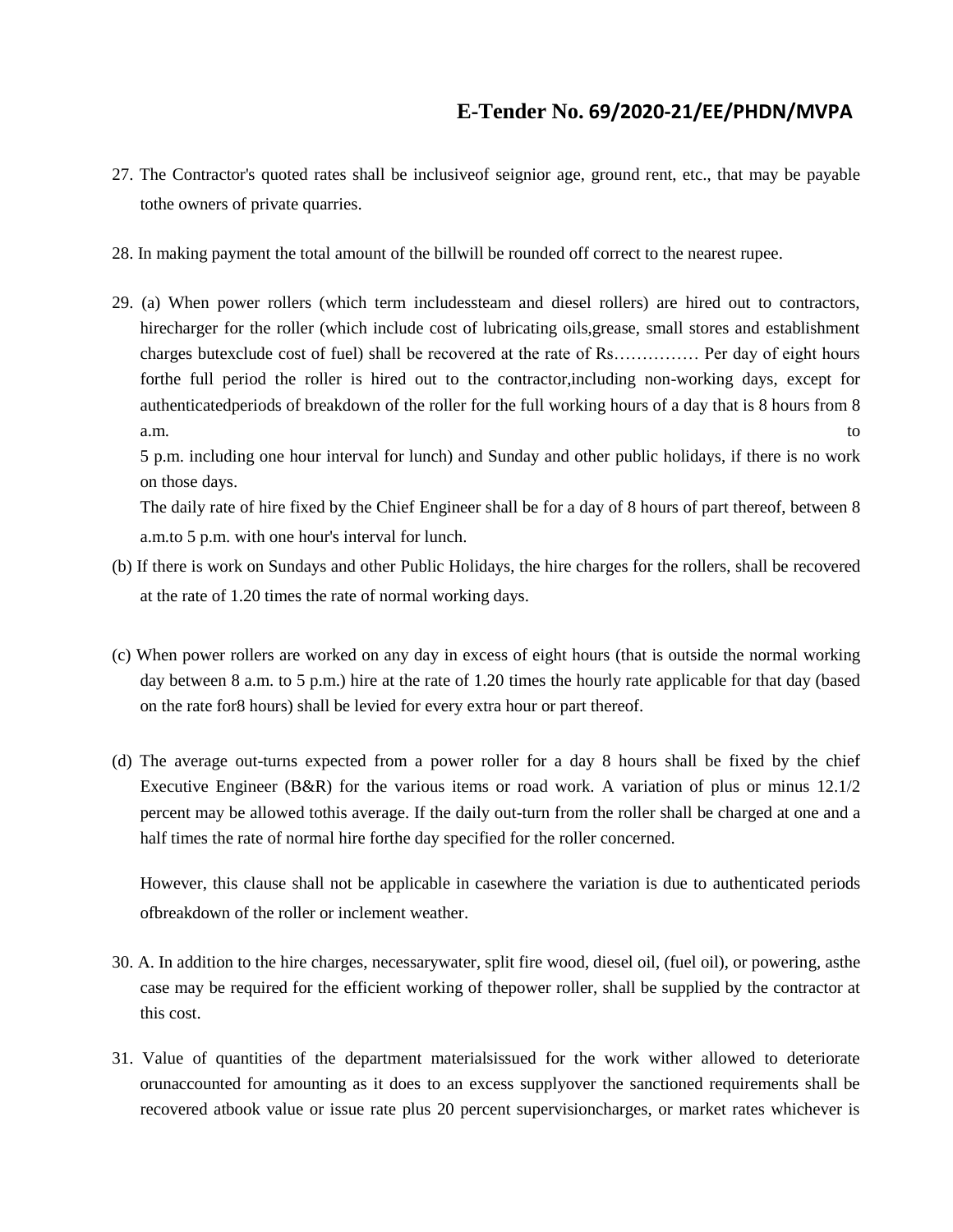27. The Contractor's quoted rates shall be inclusiveof seignior age, ground rent, etc., that may be payable tothe owners of private quarries.

28. In making payment the total amount of the billwill be rounded off correct to the nearest rupee.

29. (a) When power rollers (which term includessteam and diesel rollers) are hired out to contractors, hirecharger for the roller (which include cost of lubricating oils,grease, small stores and establishment charges butexclude cost of fuel) shall be recovered at the rate of Rs…………… Per day of eight hours forthe full period the roller is hired out to the contractor,including non-working days, except for authenticatedperiods of breakdown of the roller for the full working hours of a day that is 8 hours from 8 a.m. to 5 p.m. including one hour interval for lunch) and Sunday and other public holidays, if there is no work on those days.

    The daily rate of hire fixed by the Chief Engineer shall be for a day of 8 hours of part thereof, between 8 a.m.to 5 p.m. with one hour's interval for lunch.

(b) If there is work on Sundays and other Public Holidays, the hire charges for the rollers, shall be recovered at the rate of 1.20 times the rate of normal working days.

(c) When power rollers are worked on any day in excess of eight hours (that is outside the normal working day between 8 a.m. to 5 p.m.) hire at the rate of 1.20 times the hourly rate applicable for that day (based on the rate for8 hours) shall be levied for every extra hour or part thereof.

(d) The average out-turns expected from a power roller for a day 8 hours shall be fixed by the chief Executive Engineer (B&R) for the various items or road work. A variation of plus or minus 12.1/2 percent may be allowed tothis average. If the daily out-turn from the roller shall be charged at one and a half times the rate of normal hire forthe day specified for the roller concerned.

    However, this clause shall not be applicable in casewhere the variation is due to authenticated periods ofbreakdown of the roller or inclement weather.

30. A. In addition to the hire charges, necessarywater, split fire wood, diesel oil, (fuel oil), or powering, asthe case may be required for the efficient working of thepower roller, shall be supplied by the contractor at this cost.

31. Value of quantities of the department materialsissued for the work wither allowed to deteriorate orunaccounted for amounting as it does to an excess supplyover the sanctioned requirements shall be recovered atbook value or issue rate plus 20 percent supervisioncharges, or market rates whichever is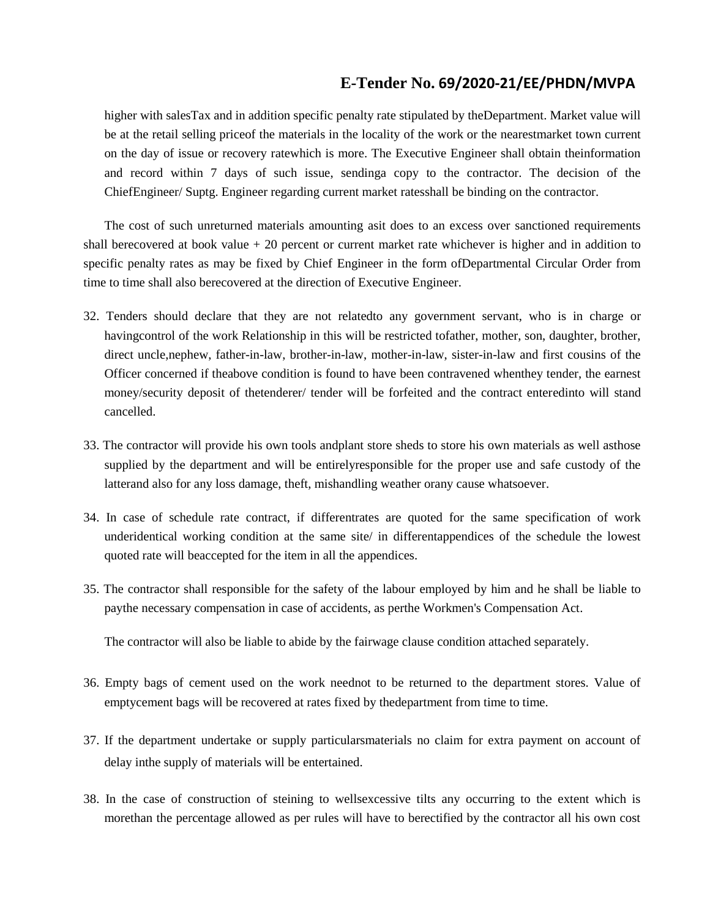higher with salesTax and in addition specific penalty rate stipulated by theDepartment. Market value will be at the retail selling priceof the materials in the locality of the work or the nearestmarket town current on the day of issue or recovery ratewhich is more. The Executive Engineer shall obtain theinformation and record within 7 days of such issue, sendinga copy to the contractor. The decision of the ChiefEngineer/ Suptg. Engineer regarding current market ratesshall be binding on the contractor.

The cost of such unreturned materials amounting asit does to an excess over sanctioned requirements shall berecovered at book value + 20 percent or current market rate whichever is higher and in addition to specific penalty rates as may be fixed by Chief Engineer in the form ofDepartmental Circular Order from time to time shall also berecovered at the direction of Executive Engineer.

32. Tenders should declare that they are not relatedto any government servant, who is in charge or havingcontrol of the work Relationship in this will be restricted tofather, mother, son, daughter, brother, direct uncle,nephew, father-in-law, brother-in-law, mother-in-law, sister-in-law and first cousins of the Officer concerned if theabove condition is found to have been contravened whenthey tender, the earnest money/security deposit of thetenderer/ tender will be forfeited and the contract enteredinto will stand cancelled.

33. The contractor will provide his own tools andplant store sheds to store his own materials as well asthose supplied by the department and will be entirelyresponsible for the proper use and safe custody of the latterand also for any loss damage, theft, mishandling weather orany cause whatsoever.

34. In case of schedule rate contract, if differentrates are quoted for the same specification of work underidentical working condition at the same site/ in differentappendices of the schedule the lowest quoted rate will beaccepted for the item in all the appendices.

35. The contractor shall responsible for the safety of the labour employed by him and he shall be liable to paythe necessary compensation in case of accidents, as perthe Workmen's Compensation Act.

    The contractor will also be liable to abide by the fairwage clause condition attached separately.

36. Empty bags of cement used on the work neednot to be returned to the department stores. Value of emptycement bags will be recovered at rates fixed by thedepartment from time to time.

37. If the department undertake or supply particularsmaterials no claim for extra payment on account of delay inthe supply of materials will be entertained.

38. In the case of construction of steining to wellsexcessive tilts any occurring to the extent which is morethan the percentage allowed as per rules will have to berectified by the contractor all his own cost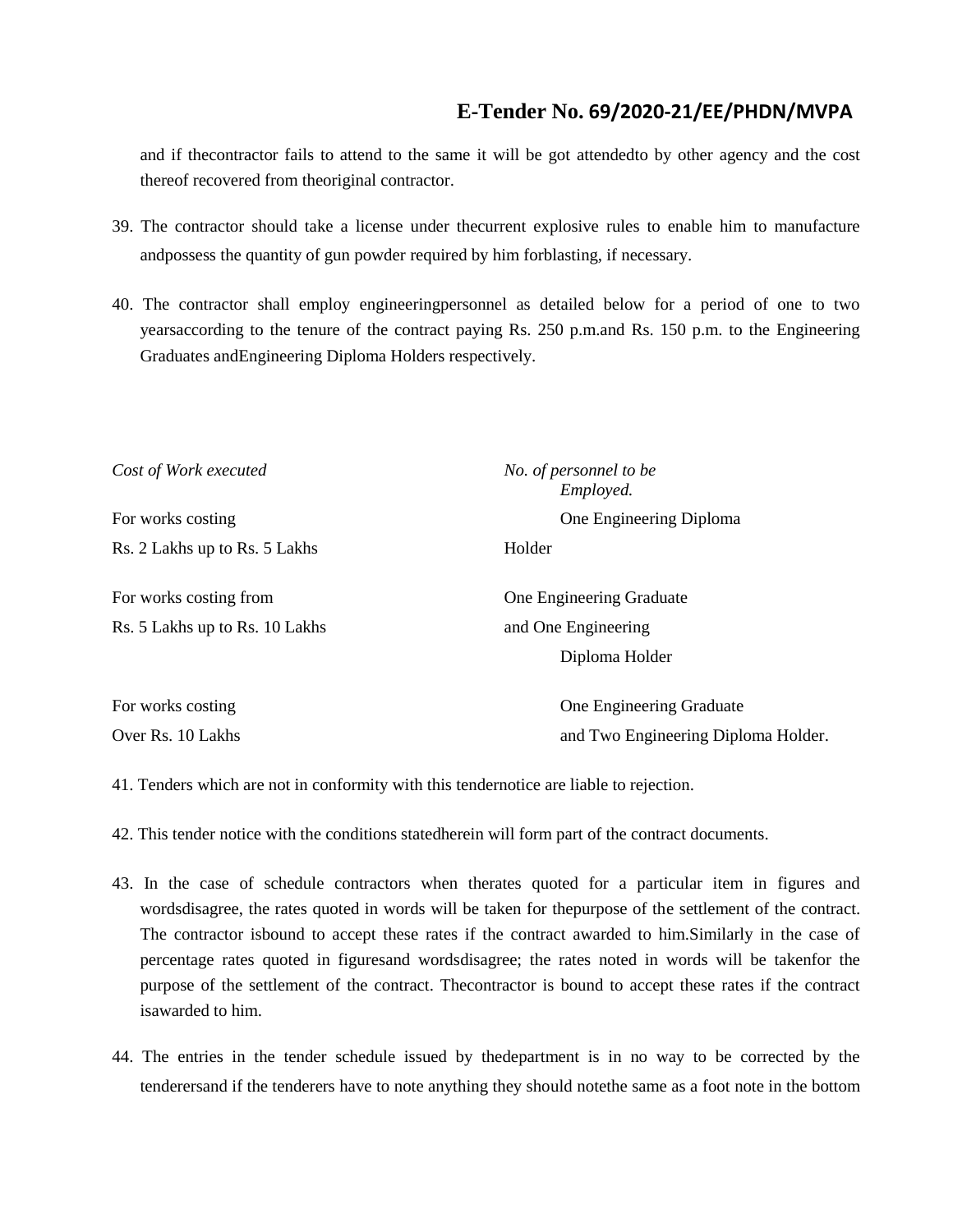and if thecontractor fails to attend to the same it will be got attendedto by other agency and the cost thereof recovered from theoriginal contractor.

39. The contractor should take a license under thecurrent explosive rules to enable him to manufacture andpossess the quantity of gun powder required by him forblasting, if necessary.

40. The contractor shall employ engineeringpersonnel as detailed below for a period of one to two yearsaccording to the tenure of the contract paying Rs. 250 p.m.and Rs. 150 p.m. to the Engineering Graduates andEngineering Diploma Holders respectively.

| *Cost of Work executed* | *No. of personnel to be Employed.* |
| --- | --- |
| For works costing Rs. 2 Lakhs up to Rs. 5 Lakhs | One Engineering Diploma Holder |
| For works costing from Rs. 5 Lakhs up to Rs. 10 Lakhs | One Engineering Graduate and One Engineering Diploma Holder |
| For works costing Over Rs. 10 Lakhs | One Engineering Graduate and Two Engineering Diploma Holder. |

41. Tenders which are not in conformity with this tendernotice are liable to rejection.

42. This tender notice with the conditions statedherein will form part of the contract documents.

43. In the case of schedule contractors when therates quoted for a particular item in figures and wordsdisagree, the rates quoted in words will be taken for thepurpose of the settlement of the contract. The contractor isbound to accept these rates if the contract awarded to him.Similarly in the case of percentage rates quoted in figuresand wordsdisagree; the rates noted in words will be takenfor the purpose of the settlement of the contract. Thecontractor is bound to accept these rates if the contract isawarded to him.

44. The entries in the tender schedule issued by thedepartment is in no way to be corrected by the tenderersand if the tenderers have to note anything they should notethe same as a foot note in the bottom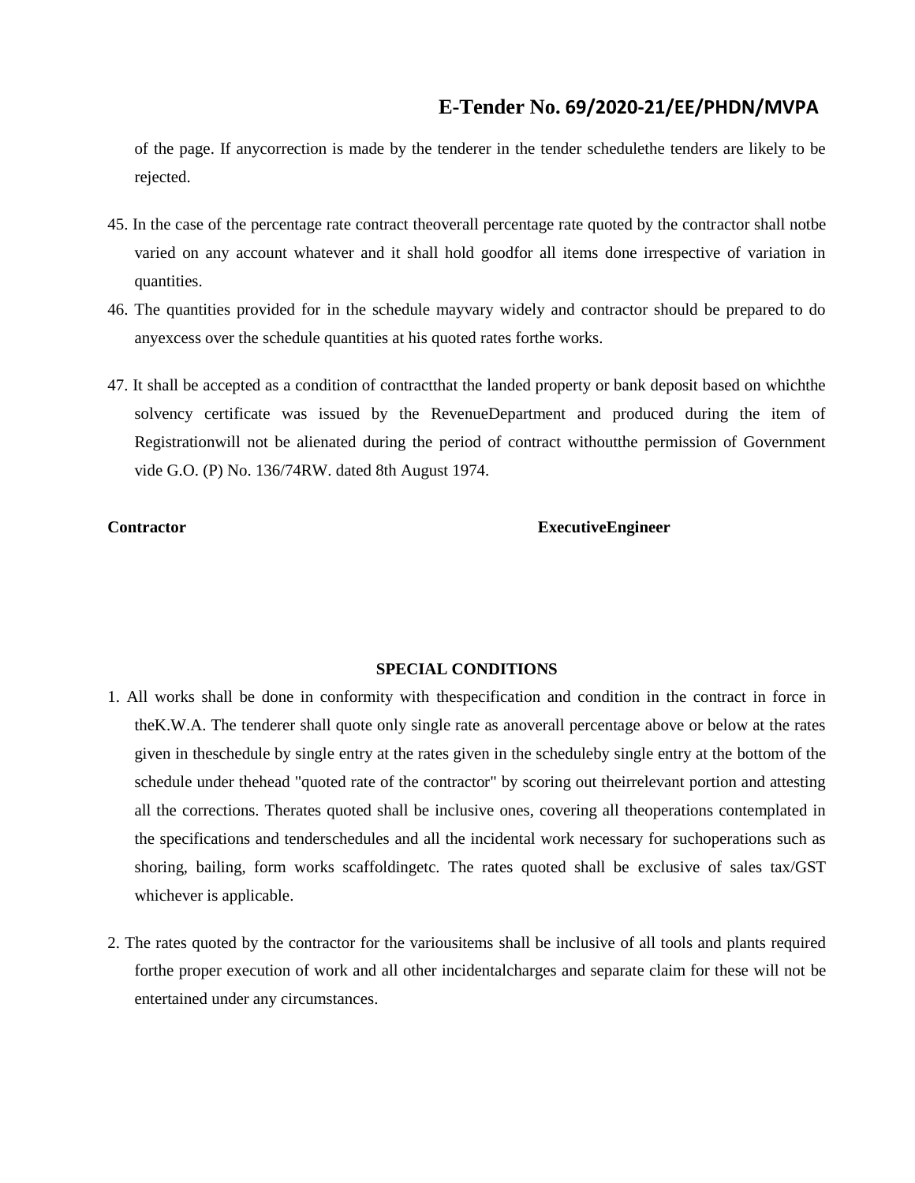of the page. If anycorrection is made by the tenderer in the tender schedulethe tenders are likely to be rejected.

45. In the case of the percentage rate contract theoverall percentage rate quoted by the contractor shall notbe varied on any account whatever and it shall hold goodfor all items done irrespective of variation in quantities.
46. The quantities provided for in the schedule mayvary widely and contractor should be prepared to do anyexcess over the schedule quantities at his quoted rates forthe works.
47. It shall be accepted as a condition of contractthat the landed property or bank deposit based on whichthe solvency certificate was issued by the RevenueDepartment and produced during the item of Registrationwill not be alienated during the period of contract withoutthe permission of Government vide G.O. (P) No. 136/74RW. dated 8th August 1974.

**Contractor** **ExecutiveEngineer**

**SPECIAL CONDITIONS**

1. All works shall be done in conformity with thespecification and condition in the contract in force in theK.W.A. The tenderer shall quote only single rate as anoverall percentage above or below at the rates given in theschedule by single entry at the rates given in the scheduleby single entry at the bottom of the schedule under thehead "quoted rate of the contractor" by scoring out theirrelevant portion and attesting all the corrections. Therates quoted shall be inclusive ones, covering all theoperations contemplated in the specifications and tenderschedules and all the incidental work necessary for suchoperations such as shoring, bailing, form works scaffoldingetc. The rates quoted shall be exclusive of sales tax/GST whichever is applicable.

2. The rates quoted by the contractor for the variousitems shall be inclusive of all tools and plants required forthe proper execution of work and all other incidentalcharges and separate claim for these will not be entertained under any circumstances.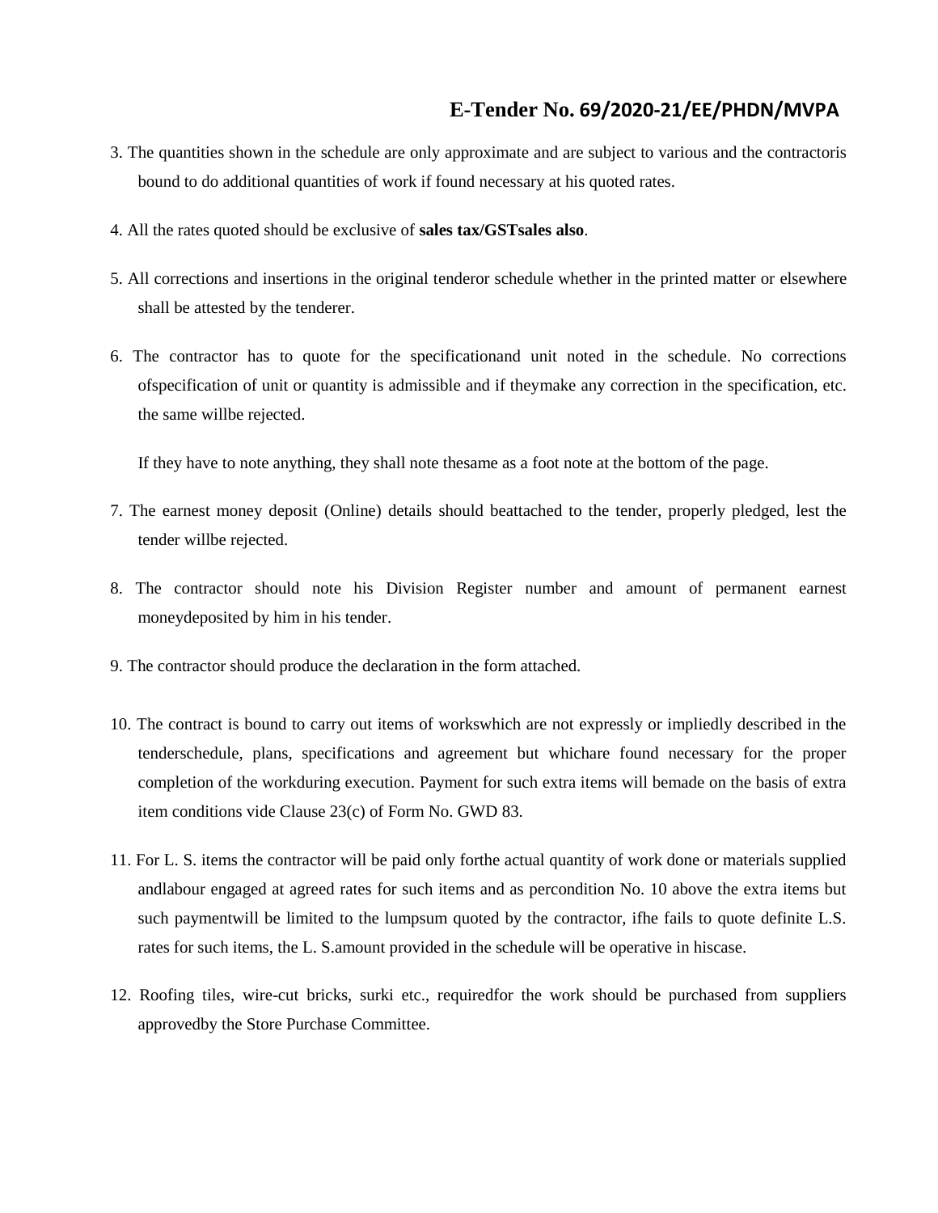# E-Tender No. 69/2020-21/EE/PHDN/MVPA

3. The quantities shown in the schedule are only approximate and are subject to various and the contractoris bound to do additional quantities of work if found necessary at his quoted rates.

4. All the rates quoted should be exclusive of **sales tax/GSTsales also**.

5. All corrections and insertions in the original tenderor schedule whether in the printed matter or elsewhere shall be attested by the tenderer.

6. The contractor has to quote for the specificationand unit noted in the schedule. No corrections ofspecification of unit or quantity is admissible and if theymake any correction in the specification, etc. the same willbe rejected.

   If they have to note anything, they shall note thesame as a foot note at the bottom of the page.

7. The earnest money deposit (Online) details should beattached to the tender, properly pledged, lest the tender willbe rejected.

8. The contractor should note his Division Register number and amount of permanent earnest moneydeposited by him in his tender.

9. The contractor should produce the declaration in the form attached.

10. The contract is bound to carry out items of workswhich are not expressly or impliedly described in the tenderschedule, plans, specifications and agreement but whichare found necessary for the proper completion of the workduring execution. Payment for such extra items will bemade on the basis of extra item conditions vide Clause 23(c) of Form No. GWD 83.

11. For L. S. items the contractor will be paid only forthe actual quantity of work done or materials supplied andlabour engaged at agreed rates for such items and as percondition No. 10 above the extra items but such paymentwill be limited to the lumpsum quoted by the contractor, ifhe fails to quote definite L.S. rates for such items, the L. S.amount provided in the schedule will be operative in hiscase.

12. Roofing tiles, wire-cut bricks, surki etc., requiredfor the work should be purchased from suppliers approvedby the Store Purchase Committee.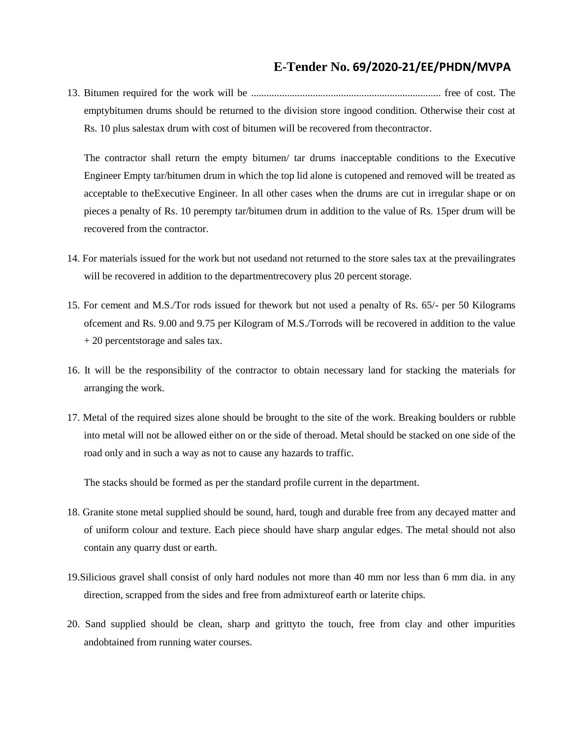13. Bitumen required for the work will be ......................................................................... free of cost. The emptybitumen drums should be returned to the division store ingood condition. Otherwise their cost at Rs. 10 plus salestax drum with cost of bitumen will be recovered from thecontractor.

    The contractor shall return the empty bitumen/ tar drums inacceptable conditions to the Executive Engineer Empty tar/bitumen drum in which the top lid alone is cutopened and removed will be treated as acceptable to theExecutive Engineer. In all other cases when the drums are cut in irregular shape or on pieces a penalty of Rs. 10 perempty tar/bitumen drum in addition to the value of Rs. 15per drum will be recovered from the contractor.

14. For materials issued for the work but not usedand not returned to the store sales tax at the prevailingrates will be recovered in addition to the departmentrecovery plus 20 percent storage.

15. For cement and M.S./Tor rods issued for thework but not used a penalty of Rs. 65/- per 50 Kilograms ofcement and Rs. 9.00 and 9.75 per Kilogram of M.S./Torrods will be recovered in addition to the value + 20 percentstorage and sales tax.

16. It will be the responsibility of the contractor to obtain necessary land for stacking the materials for arranging the work.

17. Metal of the required sizes alone should be brought to the site of the work. Breaking boulders or rubble into metal will not be allowed either on or the side of theroad. Metal should be stacked on one side of the road only and in such a way as not to cause any hazards to traffic.

    The stacks should be formed as per the standard profile current in the department.

18. Granite stone metal supplied should be sound, hard, tough and durable free from any decayed matter and of uniform colour and texture. Each piece should have sharp angular edges. The metal should not also contain any quarry dust or earth.

19. Silicious gravel shall consist of only hard nodules not more than 40 mm nor less than 6 mm dia. in any direction, scrapped from the sides and free from admixtureof earth or laterite chips.

20. Sand supplied should be clean, sharp and grittyto the touch, free from clay and other impurities andobtained from running water courses.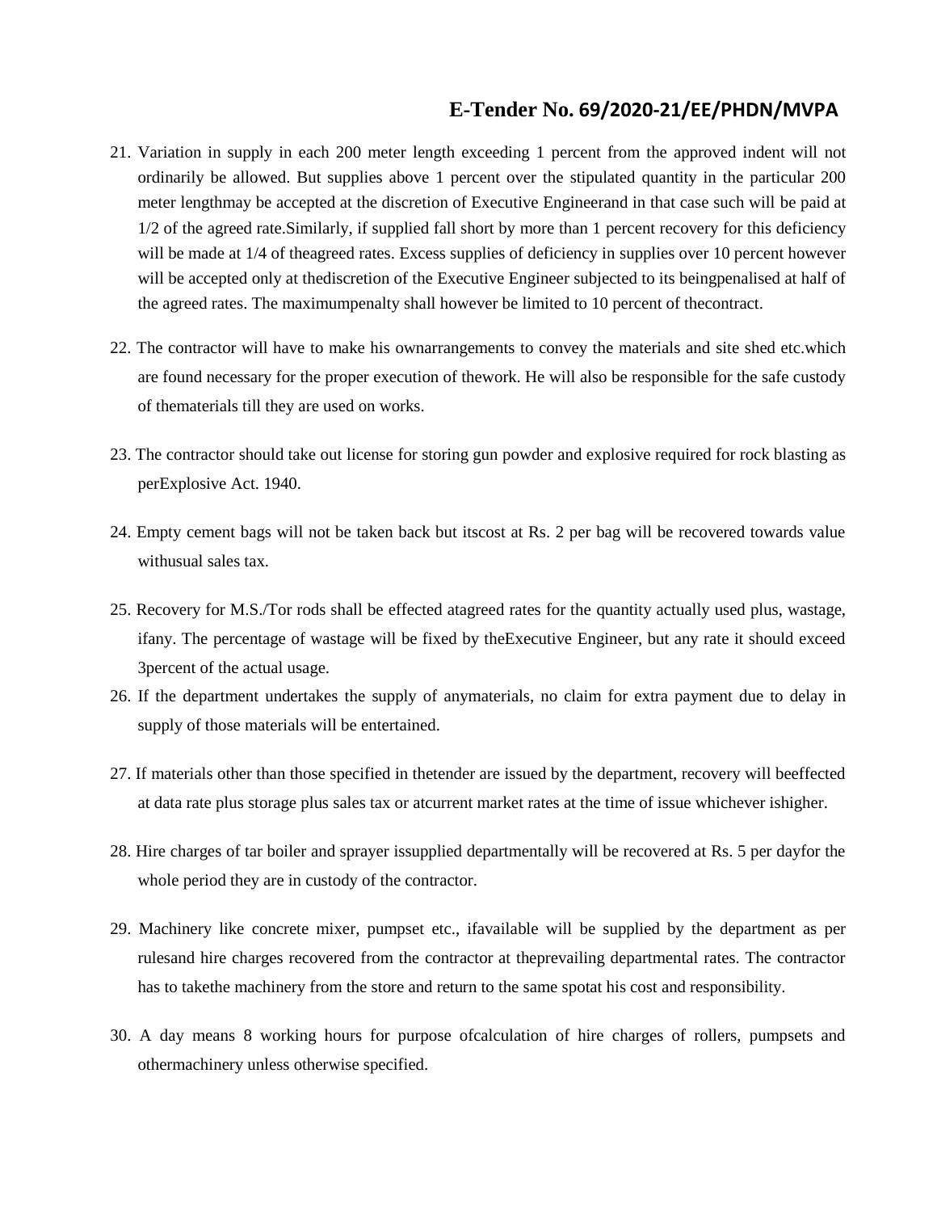21. Variation in supply in each 200 meter length exceeding 1 percent from the approved indent will not ordinarily be allowed. But supplies above 1 percent over the stipulated quantity in the particular 200 meter lengthmay be accepted at the discretion of Executive Engineerand in that case such will be paid at 1/2 of the agreed rate.Similarly, if supplied fall short by more than 1 percent recovery for this deficiency will be made at 1/4 of theagreed rates. Excess supplies of deficiency in supplies over 10 percent however will be accepted only at thediscretion of the Executive Engineer subjected to its beingpenalised at half of the agreed rates. The maximumpenalty shall however be limited to 10 percent of thecontract.

22. The contractor will have to make his ownarrangements to convey the materials and site shed etc.which are found necessary for the proper execution of thework. He will also be responsible for the safe custody of thematerials till they are used on works.

23. The contractor should take out license for storing gun powder and explosive required for rock blasting as perExplosive Act. 1940.

24. Empty cement bags will not be taken back but itscost at Rs. 2 per bag will be recovered towards value withusual sales tax.

25. Recovery for M.S./Tor rods shall be effected atagreed rates for the quantity actually used plus, wastage, ifany. The percentage of wastage will be fixed by theExecutive Engineer, but any rate it should exceed 3percent of the actual usage.

26. If the department undertakes the supply of anymaterials, no claim for extra payment due to delay in supply of those materials will be entertained.

27. If materials other than those specified in thetender are issued by the department, recovery will beeffected at data rate plus storage plus sales tax or atcurrent market rates at the time of issue whichever ishigher.

28. Hire charges of tar boiler and sprayer issupplied departmentally will be recovered at Rs. 5 per dayfor the whole period they are in custody of the contractor.

29. Machinery like concrete mixer, pumpset etc., ifavailable will be supplied by the department as per rulesand hire charges recovered from the contractor at theprevailing departmental rates. The contractor has to takethe machinery from the store and return to the same spotat his cost and responsibility.

30. A day means 8 working hours for purpose ofcalculation of hire charges of rollers, pumpsets and othermachinery unless otherwise specified.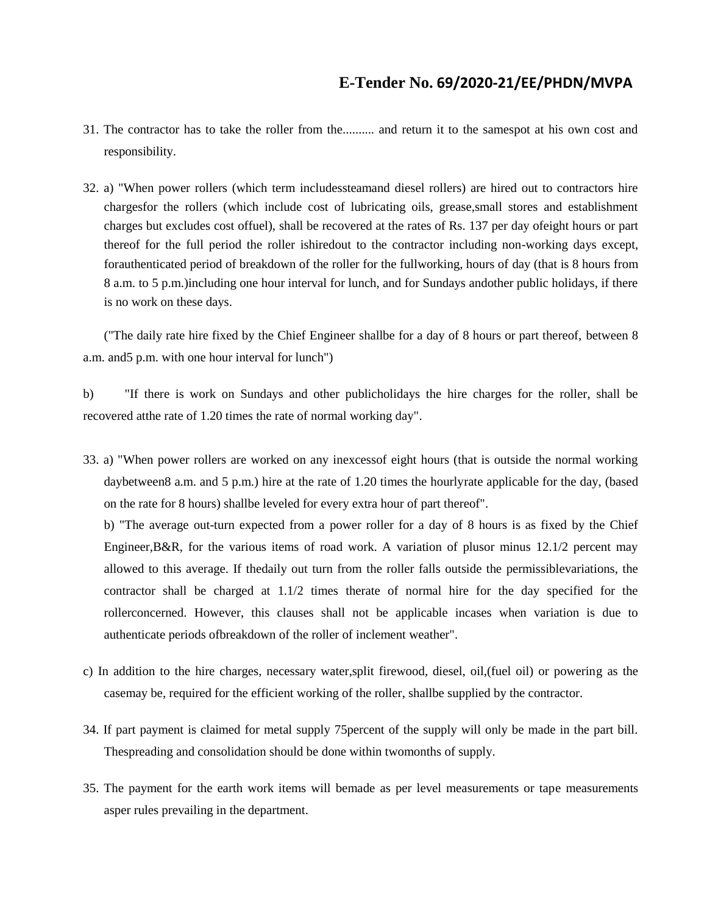31. The contractor has to take the roller from the.......... and return it to the samespot at his own cost and responsibility.

32. a) "When power rollers (which term includessteamand diesel rollers) are hired out to contractors hire chargesfor the rollers (which include cost of lubricating oils, grease,small stores and establishment charges but excludes cost offuel), shall be recovered at the rates of Rs. 137 per day ofeight hours or part thereof for the full period the roller ishiredout to the contractor including non-working days except, forauthenticated period of breakdown of the roller for the fullworking, hours of day (that is 8 hours from 8 a.m. to 5 p.m.)including one hour interval for lunch, and for Sundays andother public holidays, if there is no work on these days.

   ("The daily rate hire fixed by the Chief Engineer shallbe for a day of 8 hours or part thereof, between 8 a.m. and5 p.m. with one hour interval for lunch")

b) "If there is work on Sundays and other publicholidays the hire charges for the roller, shall be recovered atthe rate of 1.20 times the rate of normal working day".

33. a) "When power rollers are worked on any inexcessof eight hours (that is outside the normal working daybetween8 a.m. and 5 p.m.) hire at the rate of 1.20 times the hourlyrate applicable for the day, (based on the rate for 8 hours) shallbe leveled for every extra hour of part thereof".

   b) "The average out-turn expected from a power roller for a day of 8 hours is as fixed by the Chief Engineer,B&R, for the various items of road work. A variation of plusor minus 12.1/2 percent may allowed to this average. If thedaily out turn from the roller falls outside the permissiblevariations, the contractor shall be charged at 1.1/2 times therate of normal hire for the day specified for the rollerconcerned. However, this clauses shall not be applicable incases when variation is due to authenticate periods ofbreakdown of the roller of inclement weather".

c) In addition to the hire charges, necessary water,split firewood, diesel, oil,(fuel oil) or powering as the casemay be, required for the efficient working of the roller, shallbe supplied by the contractor.

34. If part payment is claimed for metal supply 75percent of the supply will only be made in the part bill. Thespreading and consolidation should be done within twomonths of supply.

35. The payment for the earth work items will bemade as per level measurements or tape measurements asper rules prevailing in the department.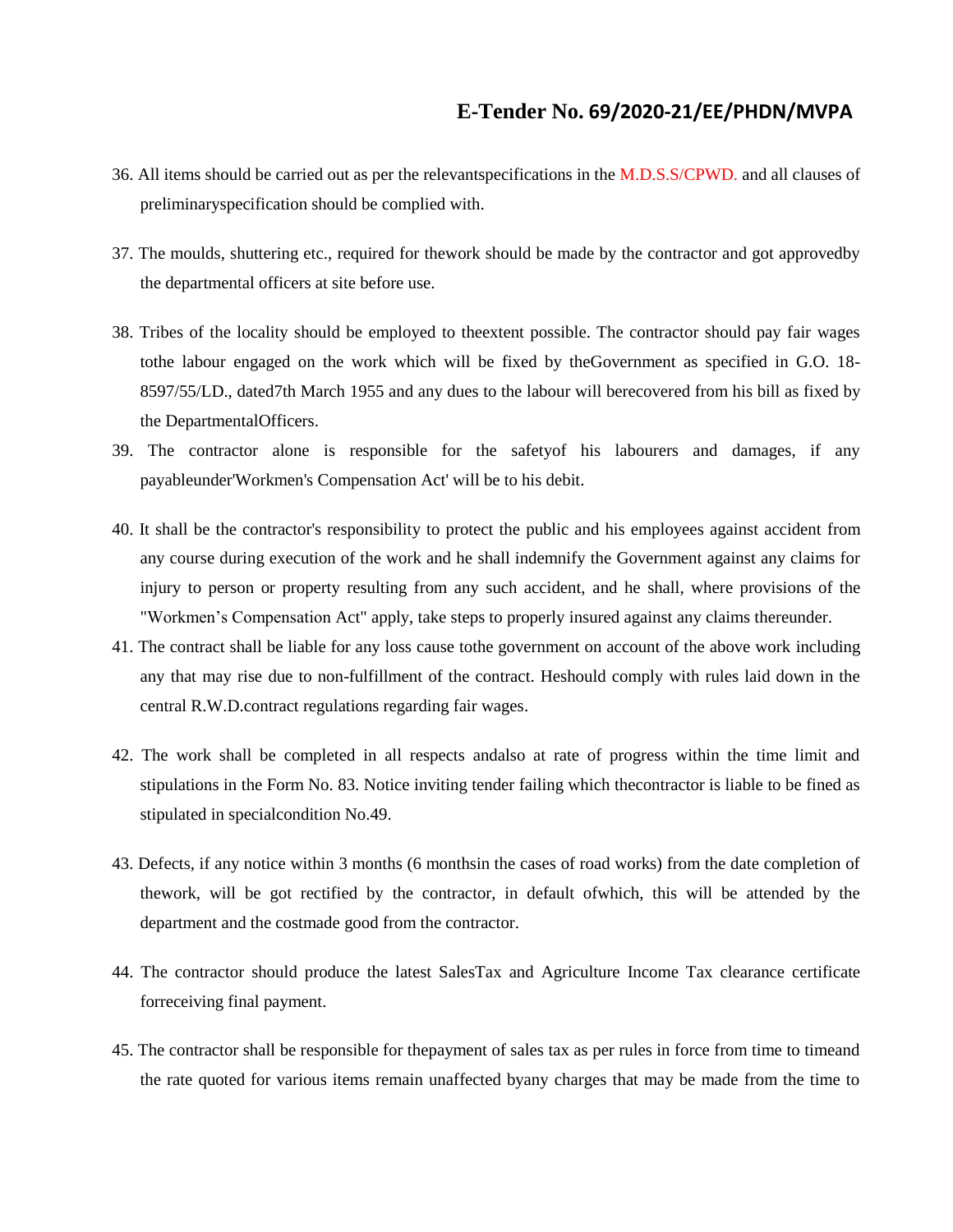36. All items should be carried out as per the relevantspecifications in the M.D.S.S/CPWD. and all clauses of preliminaryspecification should be complied with.

37. The moulds, shuttering etc., required for thework should be made by the contractor and got approvedby the departmental officers at site before use.

38. Tribes of the locality should be employed to theextent possible. The contractor should pay fair wages tothe labour engaged on the work which will be fixed by theGovernment as specified in G.O. 18-8597/55/LD., dated7th March 1955 and any dues to the labour will berecovered from his bill as fixed by the DepartmentalOfficers.

39. The contractor alone is responsible for the safetyof his labourers and damages, if any payableunder'Workmen's Compensation Act' will be to his debit.

40. It shall be the contractor's responsibility to protect the public and his employees against accident from any course during execution of the work and he shall indemnify the Government against any claims for injury to person or property resulting from any such accident, and he shall, where provisions of the "Workmen's Compensation Act" apply, take steps to properly insured against any claims thereunder.

41. The contract shall be liable for any loss cause tothe government on account of the above work including any that may rise due to non-fulfillment of the contract. Heshould comply with rules laid down in the central R.W.D.contract regulations regarding fair wages.

42. The work shall be completed in all respects andalso at rate of progress within the time limit and stipulations in the Form No. 83. Notice inviting tender failing which thecontractor is liable to be fined as stipulated in specialcondition No.49.

43. Defects, if any notice within 3 months (6 monthsin the cases of road works) from the date completion of thework, will be got rectified by the contractor, in default ofwhich, this will be attended by the department and the costmade good from the contractor.

44. The contractor should produce the latest SalesTax and Agriculture Income Tax clearance certificate forreceiving final payment.

45. The contractor shall be responsible for thepayment of sales tax as per rules in force from time to timeand the rate quoted for various items remain unaffected byany charges that may be made from the time to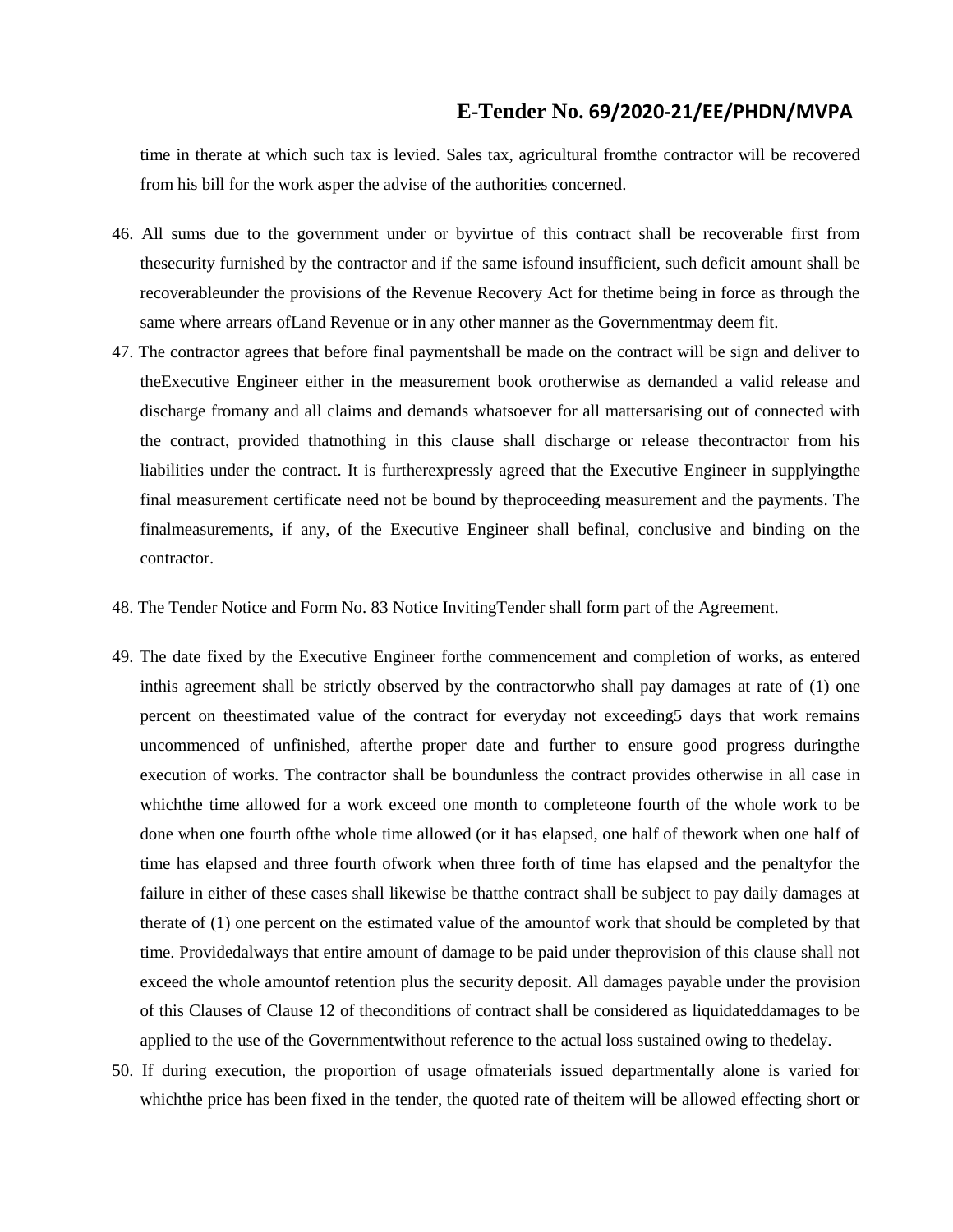time in therate at which such tax is levied. Sales tax, agricultural fromthe contractor will be recovered from his bill for the work asper the advise of the authorities concerned.

46. All sums due to the government under or byvirtue of this contract shall be recoverable first from thesecurity furnished by the contractor and if the same isfound insufficient, such deficit amount shall be recoverableunder the provisions of the Revenue Recovery Act for thetime being in force as through the same where arrears ofLand Revenue or in any other manner as the Governmentmay deem fit.
47. The contractor agrees that before final paymentshall be made on the contract will be sign and deliver to theExecutive Engineer either in the measurement book orotherwise as demanded a valid release and discharge fromany and all claims and demands whatsoever for all mattersarising out of connected with the contract, provided thatnothing in this clause shall discharge or release thecontractor from his liabilities under the contract. It is furtherexpressly agreed that the Executive Engineer in supplyingthe final measurement certificate need not be bound by theproceeding measurement and the payments. The finalmeasurements, if any, of the Executive Engineer shall befinal, conclusive and binding on the contractor.

48. The Tender Notice and Form No. 83 Notice InvitingTender shall form part of the Agreement.

49. The date fixed by the Executive Engineer forthe commencement and completion of works, as entered inthis agreement shall be strictly observed by the contractorwho shall pay damages at rate of (1) one percent on theestimated value of the contract for everyday not exceeding5 days that work remains uncommenced of unfinished, afterthe proper date and further to ensure good progress duringthe execution of works. The contractor shall be boundunless the contract provides otherwise in all case in whichthe time allowed for a work exceed one month to completeone fourth of the whole work to be done when one fourth ofthe whole time allowed (or it has elapsed, one half of thework when one half of time has elapsed and three fourth ofwork when three forth of time has elapsed and the penaltyfor the failure in either of these cases shall likewise be thatthe contract shall be subject to pay daily damages at therate of (1) one percent on the estimated value of the amountof work that should be completed by that time. Providedalways that entire amount of damage to be paid under theprovision of this clause shall not exceed the whole amountof retention plus the security deposit. All damages payable under the provision of this Clauses of Clause 12 of theconditions of contract shall be considered as liquidateddamages to be applied to the use of the Governmentwithout reference to the actual loss sustained owing to thedelay.
50. If during execution, the proportion of usage ofmaterials issued departmentally alone is varied for whichthe price has been fixed in the tender, the quoted rate of theitem will be allowed effecting short or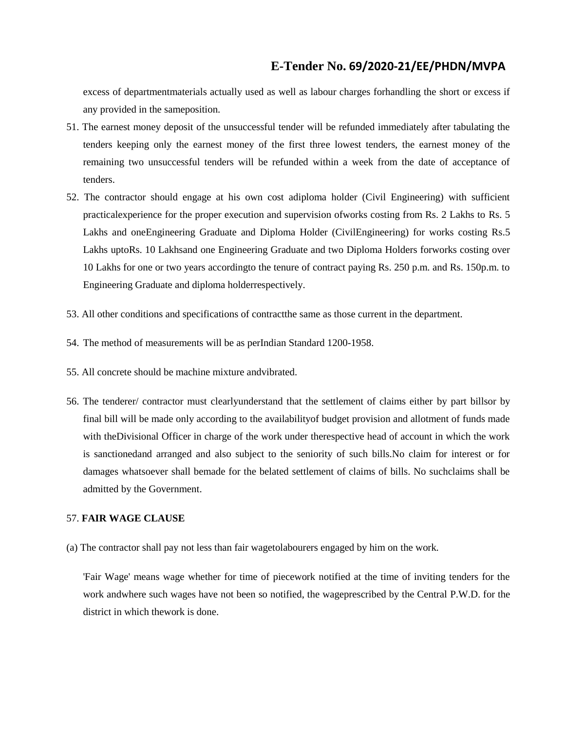excess of departmentmaterials actually used as well as labour charges forhandling the short or excess if any provided in the sameposition.

51. The earnest money deposit of the unsuccessful tender will be refunded immediately after tabulating the tenders keeping only the earnest money of the first three lowest tenders, the earnest money of the remaining two unsuccessful tenders will be refunded within a week from the date of acceptance of tenders.

52. The contractor should engage at his own cost adiploma holder (Civil Engineering) with sufficient practicalexperience for the proper execution and supervision ofworks costing from Rs. 2 Lakhs to Rs. 5 Lakhs and oneEngineering Graduate and Diploma Holder (CivilEngineering) for works costing Rs.5 Lakhs uptoRs. 10 Lakhsand one Engineering Graduate and two Diploma Holders forworks costing over 10 Lakhs for one or two years accordingto the tenure of contract paying Rs. 250 p.m. and Rs. 150p.m. to Engineering Graduate and diploma holderrespectively.

53. All other conditions and specifications of contractthe same as those current in the department.

54. The method of measurements will be as perIndian Standard 1200-1958.

55. All concrete should be machine mixture andvibrated.

56. The tenderer/ contractor must clearlyunderstand that the settlement of claims either by part billsor by final bill will be made only according to the availabilityof budget provision and allotment of funds made with theDivisional Officer in charge of the work under therespective head of account in which the work is sanctionedand arranged and also subject to the seniority of such bills.No claim for interest or for damages whatsoever shall bemade for the belated settlement of claims of bills. No suchclaims shall be admitted by the Government.

57. **FAIR WAGE CLAUSE**

(a) The contractor shall pay not less than fair wagetolabourers engaged by him on the work.

'Fair Wage' means wage whether for time of piecework notified at the time of inviting tenders for the work andwhere such wages have not been so notified, the wageprescribed by the Central P.W.D. for the district in which thework is done.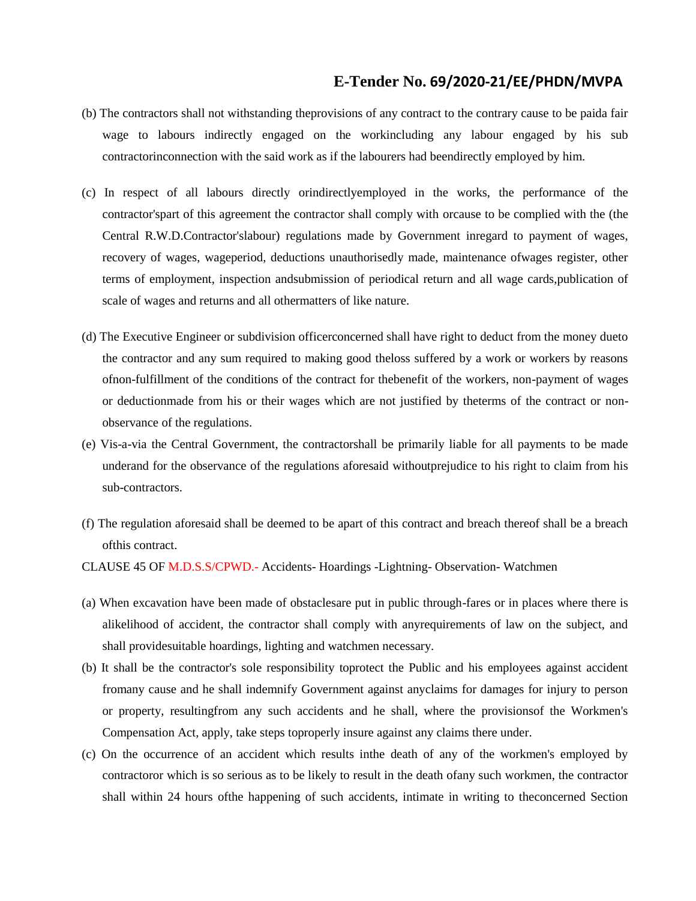(b) The contractors shall not withstanding theprovisions of any contract to the contrary cause to be paida fair wage to labours indirectly engaged on the workincluding any labour engaged by his sub contractorinconnection with the said work as if the labourers had beendirectly employed by him.

(c) In respect of all labours directly orindirectlyemployed in the works, the performance of the contractor'spart of this agreement the contractor shall comply with orcause to be complied with the (the Central R.W.D.Contractor'slabour) regulations made by Government inregard to payment of wages, recovery of wages, wageperiod, deductions unauthorisedly made, maintenance ofwages register, other terms of employment, inspection andsubmission of periodical return and all wage cards,publication of scale of wages and returns and all othermatters of like nature.

(d) The Executive Engineer or subdivision officerconcerned shall have right to deduct from the money dueto the contractor and any sum required to making good theloss suffered by a work or workers by reasons ofnon-fulfillment of the conditions of the contract for thebenefit of the workers, non-payment of wages or deductionmade from his or their wages which are not justified by theterms of the contract or non-observance of the regulations.

(e) Vis-a-via the Central Government, the contractorshall be primarily liable for all payments to be made underand for the observance of the regulations aforesaid withoutprejudice to his right to claim from his sub-contractors.

(f) The regulation aforesaid shall be deemed to be apart of this contract and breach thereof shall be a breach ofthis contract.

CLAUSE 45 OF M.D.S.S/CPWD.- Accidents- Hoardings -Lightning- Observation- Watchmen

(a) When excavation have been made of obstaclesare put in public through-fares or in places where there is alikelihood of accident, the contractor shall comply with anyrequirements of law on the subject, and shall providesuitable hoardings, lighting and watchmen necessary.

(b) It shall be the contractor's sole responsibility toprotect the Public and his employees against accident fromany cause and he shall indemnify Government against anyclaims for damages for injury to person or property, resultingfrom any such accidents and he shall, where the provisionsof the Workmen's Compensation Act, apply, take steps toproperly insure against any claims there under.

(c) On the occurrence of an accident which results inthe death of any of the workmen's employed by contractoror which is so serious as to be likely to result in the death ofany such workmen, the contractor shall within 24 hours ofthe happening of such accidents, intimate in writing to theconcerned Section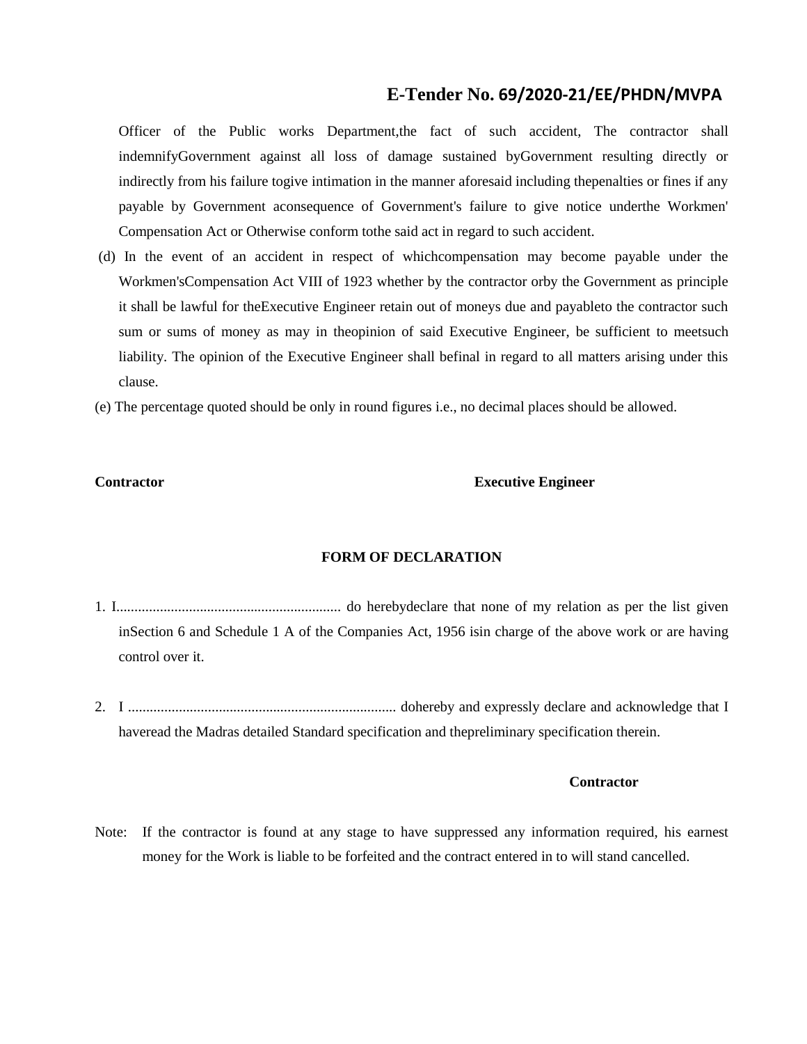Officer of the Public works Department,the fact of such accident, The contractor shall indemnifyGovernment against all loss of damage sustained byGovernment resulting directly or indirectly from his failure togive intimation in the manner aforesaid including thepenalties or fines if any payable by Government aconsequence of Government's failure to give notice underthe Workmen' Compensation Act or Otherwise conform tothe said act in regard to such accident.

(d) In the event of an accident in respect of whichcompensation may become payable under the Workmen'sCompensation Act VIII of 1923 whether by the contractor orby the Government as principle it shall be lawful for theExecutive Engineer retain out of moneys due and payableto the contractor such sum or sums of money as may in theopinion of said Executive Engineer, be sufficient to meetsuch liability. The opinion of the Executive Engineer shall befinal in regard to all matters arising under this clause.

(e) The percentage quoted should be only in round figures i.e., no decimal places should be allowed.

**Contractor** **Executive Engineer**

**FORM OF DECLARATION**

1. I.............................................................. do herebydeclare that none of my relation as per the list given inSection 6 and Schedule 1 A of the Companies Act, 1956 isin charge of the above work or are having control over it.

2. I .......................................................................... dohereby and expressly declare and acknowledge that I haveread the Madras detailed Standard specification and thepreliminary specification therein.

**Contractor**

Note: If the contractor is found at any stage to have suppressed any information required, his earnest money for the Work is liable to be forfeited and the contract entered in to will stand cancelled.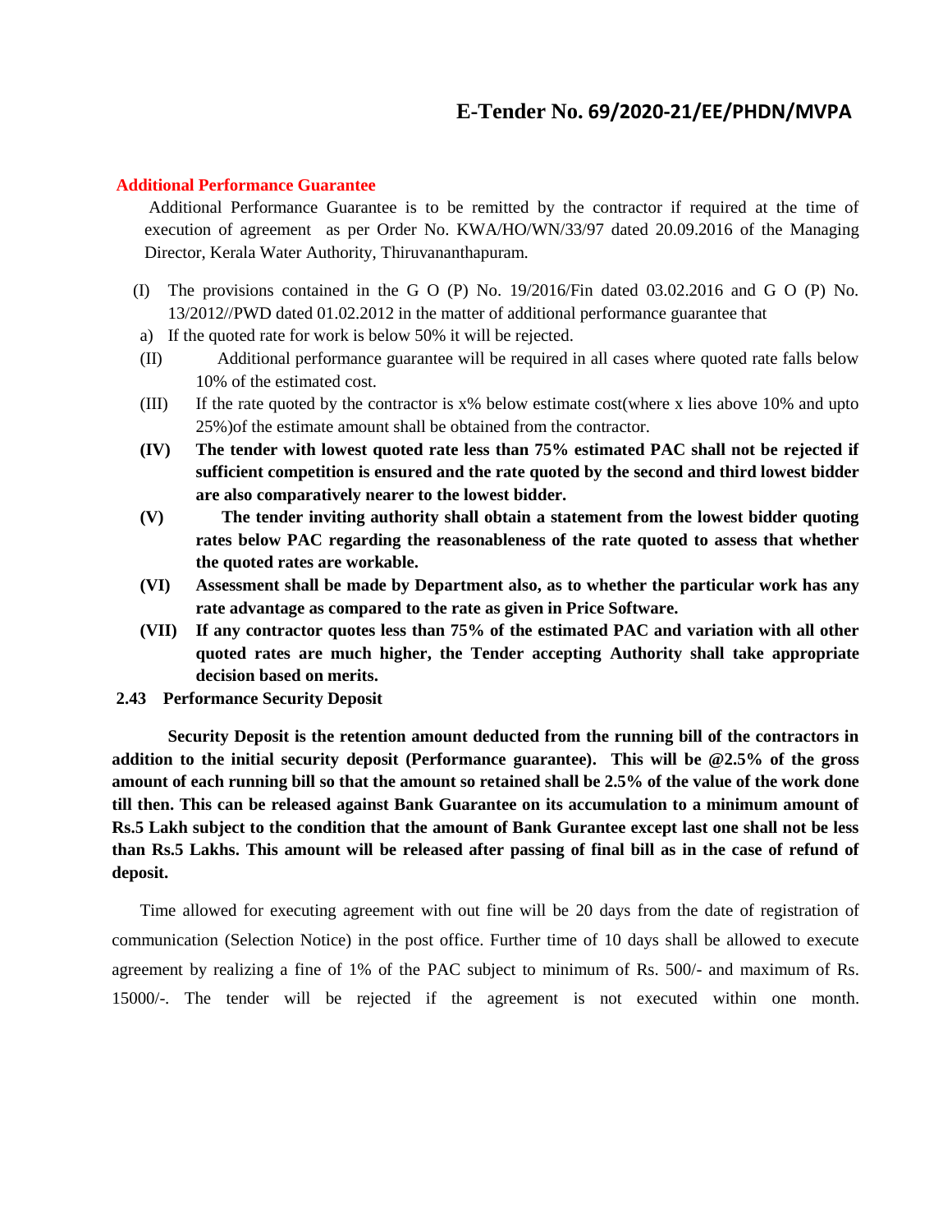**Additional Performance Guarantee**

Additional Performance Guarantee is to be remitted by the contractor if required at the time of execution of agreement as per Order No. KWA/HO/WN/33/97 dated 20.09.2016 of the Managing Director, Kerala Water Authority, Thiruvananthapuram.

(I) The provisions contained in the G O (P) No. 19/2016/Fin dated 03.02.2016 and G O (P) No. 13/2012//PWD dated 01.02.2012 in the matter of additional performance guarantee that

a) If the quoted rate for work is below 50% it will be rejected.

(II) Additional performance guarantee will be required in all cases where quoted rate falls below 10% of the estimated cost.

(III) If the rate quoted by the contractor is x% below estimate cost(where x lies above 10% and upto 25%)of the estimate amount shall be obtained from the contractor.

**(IV) The tender with lowest quoted rate less than 75% estimated PAC shall not be rejected if sufficient competition is ensured and the rate quoted by the second and third lowest bidder are also comparatively nearer to the lowest bidder.**

**(V) The tender inviting authority shall obtain a statement from the lowest bidder quoting rates below PAC regarding the reasonableness of the rate quoted to assess that whether the quoted rates are workable.**

**(VI) Assessment shall be made by Department also, as to whether the particular work has any rate advantage as compared to the rate as given in Price Software.**

**(VII) If any contractor quotes less than 75% of the estimated PAC and variation with all other quoted rates are much higher, the Tender accepting Authority shall take appropriate decision based on merits.**

**2.43 Performance Security Deposit**

**Security Deposit is the retention amount deducted from the running bill of the contractors in addition to the initial security deposit (Performance guarantee). This will be @2.5% of the gross amount of each running bill so that the amount so retained shall be 2.5% of the value of the work done till then. This can be released against Bank Guarantee on its accumulation to a minimum amount of Rs.5 Lakh subject to the condition that the amount of Bank Gurantee except last one shall not be less than Rs.5 Lakhs. This amount will be released after passing of final bill as in the case of refund of deposit.**

Time allowed for executing agreement with out fine will be 20 days from the date of registration of communication (Selection Notice) in the post office. Further time of 10 days shall be allowed to execute agreement by realizing a fine of 1% of the PAC subject to minimum of Rs. 500/- and maximum of Rs. 15000/-. The tender will be rejected if the agreement is not executed within one month.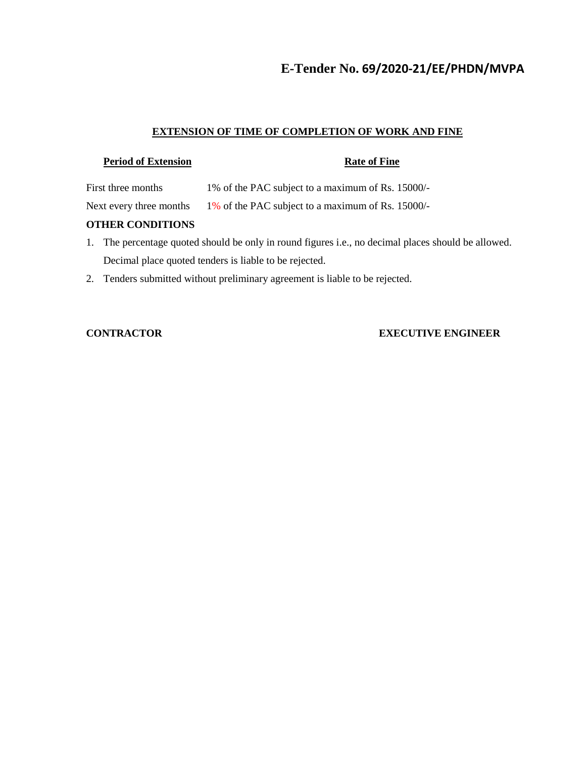# E-Tender No. 69/2020-21/EE/PHDN/MVPA

## EXTENSION OF TIME OF COMPLETION OF WORK AND FINE

| Period of Extension | Rate of Fine |
|---|---|
| First three months | 1% of the PAC subject to a maximum of Rs. 15000/- |
| Next every three months | 1% of the PAC subject to a maximum of Rs. 15000/- |

**OTHER CONDITIONS**

1. The percentage quoted should be only in round figures i.e., no decimal places should be allowed. Decimal place quoted tenders is liable to be rejected.
2. Tenders submitted without preliminary agreement is liable to be rejected.

**CONTRACTOR** **EXECUTIVE ENGINEER**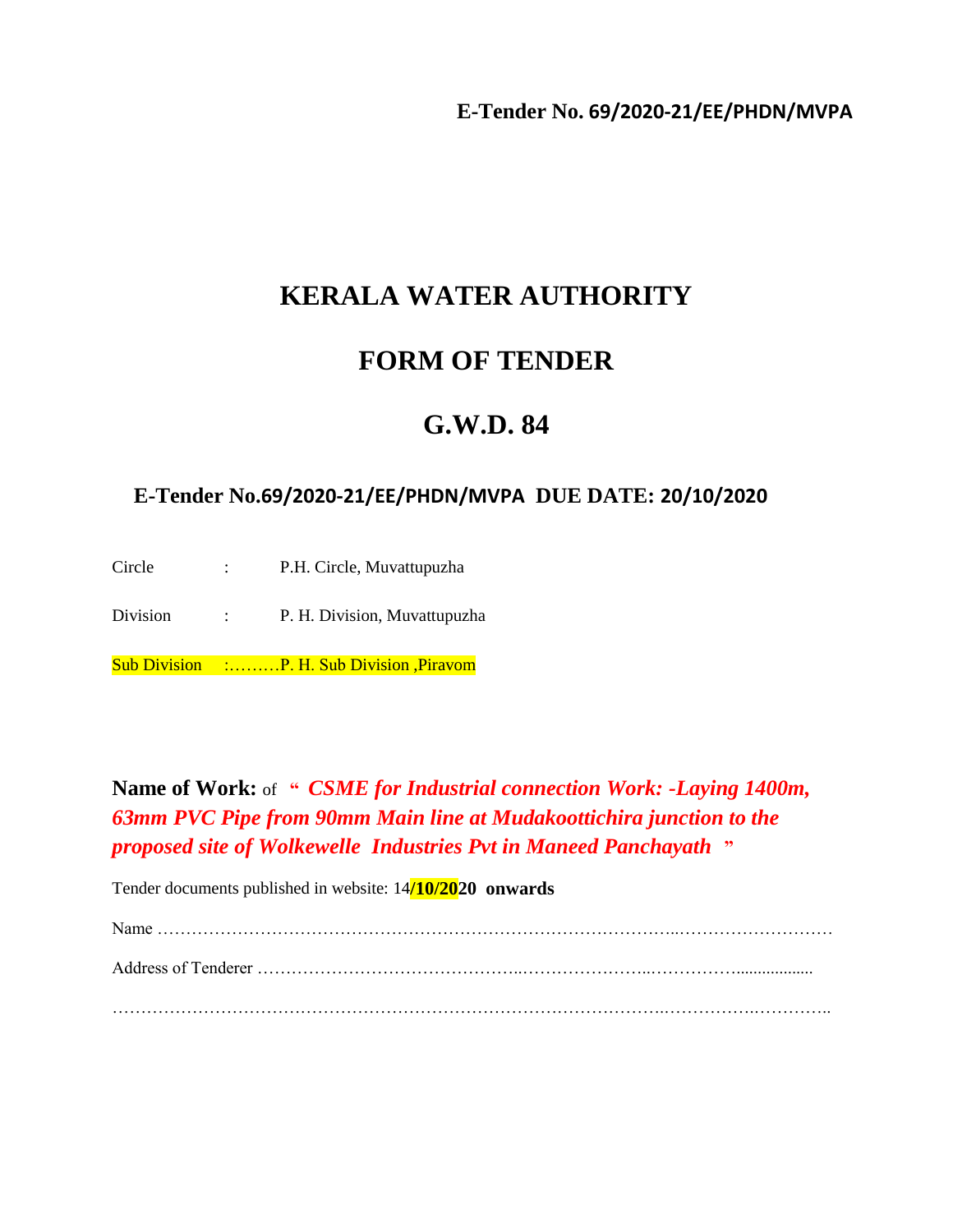**E-Tender No. 69/2020-21/EE/PHDN/MVPA**

# KERALA WATER AUTHORITY

# FORM OF TENDER

# G.W.D. 84

**E-Tender No.69/2020-21/EE/PHDN/MVPA DUE DATE: 20/10/2020**

Circle : P.H. Circle, Muvattupuzha

Division : P. H. Division, Muvattupuzha

Sub Division :………P. H. Sub Division ,Piravom

**Name of Work:** of **“** ***CSME for Industrial connection Work: -Laying 1400m, 63mm PVC Pipe from 90mm Main line at Mudakoottichira junction to the proposed site of Wolkewelle Industries Pvt in Maneed Panchayath*** **”**

Tender documents published in website: 14**/10/2020 onwards**

Name ……………………………………………………………………………..………………………

Address of Tenderer ………………………………………..…………………...……………..................

…………………………………………………………………………………….…………….…………..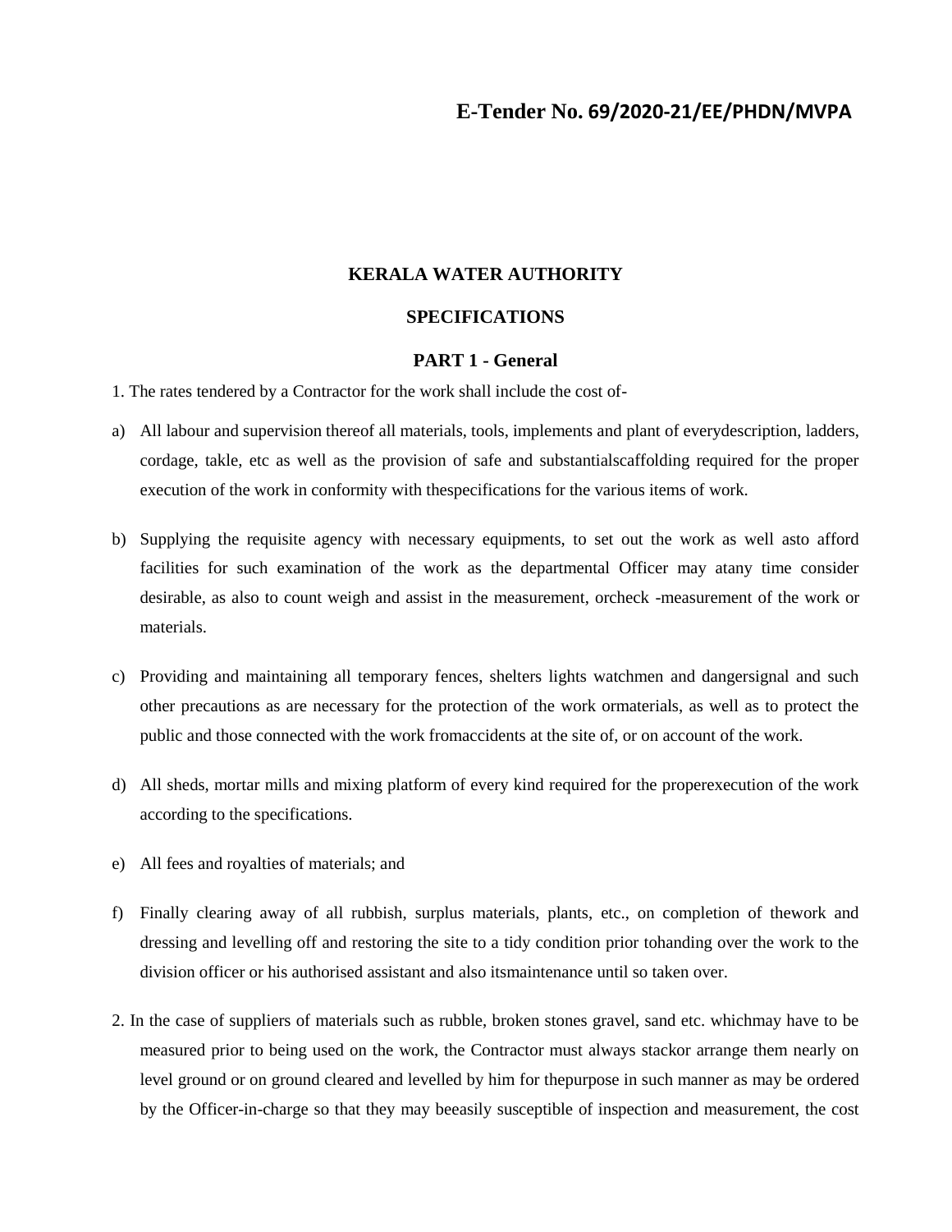# E-Tender No. 69/2020-21/EE/PHDN/MVPA

## KERALA WATER AUTHORITY

## SPECIFICATIONS

### PART 1 - General

1. The rates tendered by a Contractor for the work shall include the cost of-

a) All labour and supervision thereof all materials, tools, implements and plant of everydescription, ladders, cordage, takle, etc as well as the provision of safe and substantialscaffolding required for the proper execution of the work in conformity with thespecifications for the various items of work.

b) Supplying the requisite agency with necessary equipments, to set out the work as well asto afford facilities for such examination of the work as the departmental Officer may atany time consider desirable, as also to count weigh and assist in the measurement, orcheck -measurement of the work or materials.

c) Providing and maintaining all temporary fences, shelters lights watchmen and dangersignal and such other precautions as are necessary for the protection of the work ormaterials, as well as to protect the public and those connected with the work fromaccidents at the site of, or on account of the work.

d) All sheds, mortar mills and mixing platform of every kind required for the properexecution of the work according to the specifications.

e) All fees and royalties of materials; and

f) Finally clearing away of all rubbish, surplus materials, plants, etc., on completion of thework and dressing and levelling off and restoring the site to a tidy condition prior tohanding over the work to the division officer or his authorised assistant and also itsmaintenance until so taken over.

2. In the case of suppliers of materials such as rubble, broken stones gravel, sand etc. whichmay have to be measured prior to being used on the work, the Contractor must always stackor arrange them nearly on level ground or on ground cleared and levelled by him for thepurpose in such manner as may be ordered by the Officer-in-charge so that they may beeasily susceptible of inspection and measurement, the cost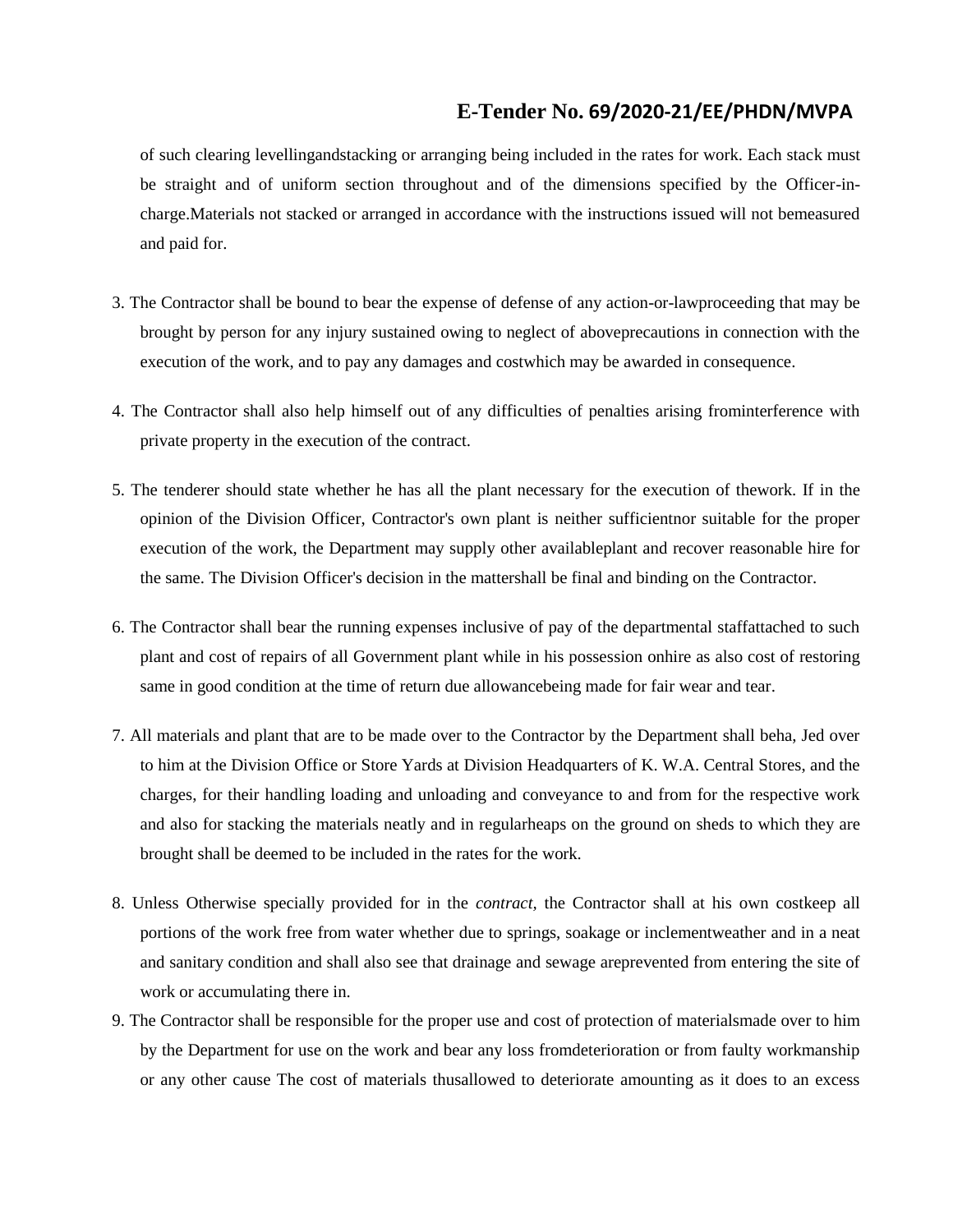of such clearing levellingandstacking or arranging being included in the rates for work. Each stack must be straight and of uniform section throughout and of the dimensions specified by the Officer-in-charge.Materials not stacked or arranged in accordance with the instructions issued will not bemeasured and paid for.

3. The Contractor shall be bound to bear the expense of defense of any action-or-lawproceeding that may be brought by person for any injury sustained owing to neglect of aboveprecautions in connection with the execution of the work, and to pay any damages and costwhich may be awarded in consequence.

4. The Contractor shall also help himself out of any difficulties of penalties arising frominterference with private property in the execution of the contract.

5. The tenderer should state whether he has all the plant necessary for the execution of thework. If in the opinion of the Division Officer, Contractor's own plant is neither sufficientnor suitable for the proper execution of the work, the Department may supply other availableplant and recover reasonable hire for the same. The Division Officer's decision in the mattershall be final and binding on the Contractor.

6. The Contractor shall bear the running expenses inclusive of pay of the departmental staffattached to such plant and cost of repairs of all Government plant while in his possession onhire as also cost of restoring same in good condition at the time of return due allowancebeing made for fair wear and tear.

7. All materials and plant that are to be made over to the Contractor by the Department shall beha, Jed over to him at the Division Office or Store Yards at Division Headquarters of K. W.A. Central Stores, and the charges, for their handling loading and unloading and conveyance to and from for the respective work and also for stacking the materials neatly and in regularheaps on the ground on sheds to which they are brought shall be deemed to be included in the rates for the work.

8. Unless Otherwise specially provided for in the *contract,* the Contractor shall at his own costkeep all portions of the work free from water whether due to springs, soakage or inclementweather and in a neat and sanitary condition and shall also see that drainage and sewage areprevented from entering the site of work or accumulating there in.

9. The Contractor shall be responsible for the proper use and cost of protection of materialsmade over to him by the Department for use on the work and bear any loss fromdeterioration or from faulty workmanship or any other cause The cost of materials thusallowed to deteriorate amounting as it does to an excess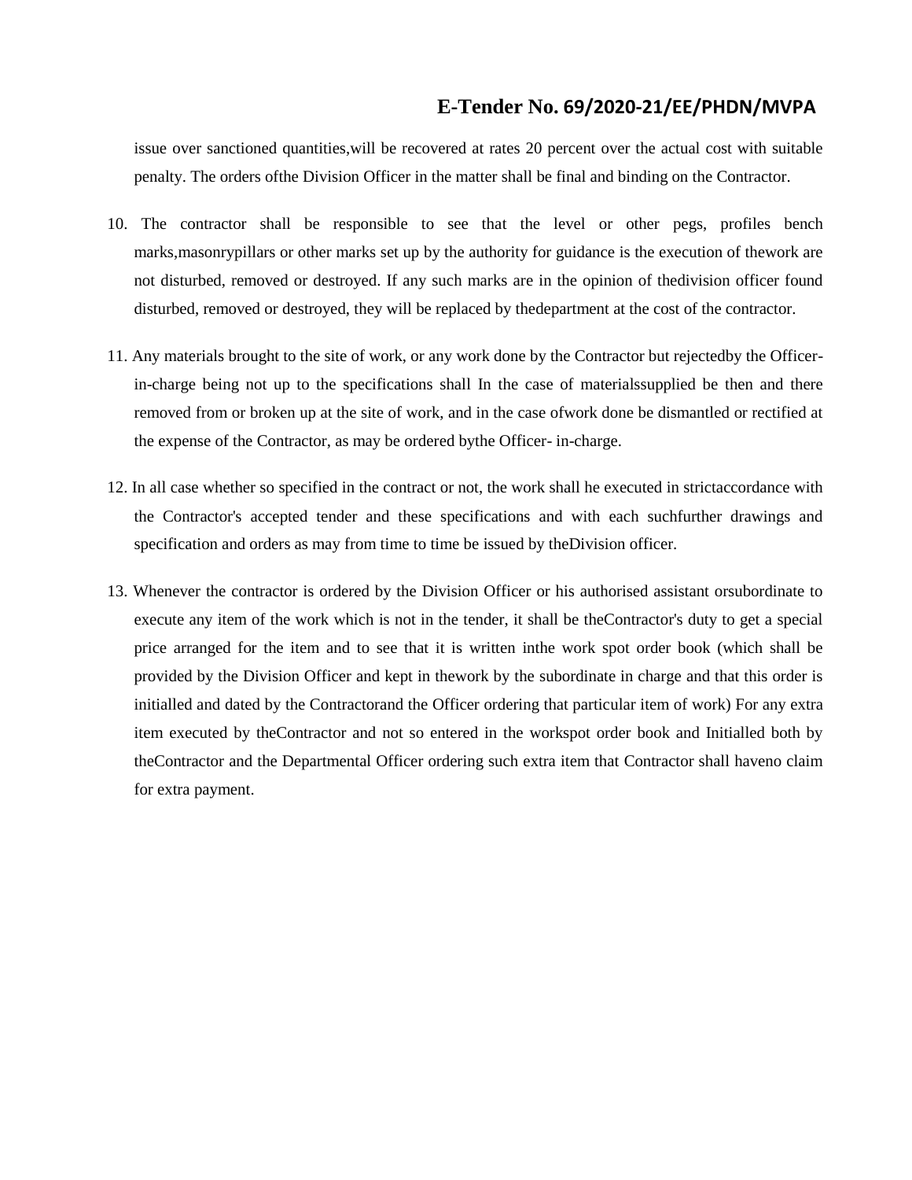issue over sanctioned quantities,will be recovered at rates 20 percent over the actual cost with suitable penalty. The orders ofthe Division Officer in the matter shall be final and binding on the Contractor.

10. The contractor shall be responsible to see that the level or other pegs, profiles bench marks,masonrypillars or other marks set up by the authority for guidance is the execution of thework are not disturbed, removed or destroyed. If any such marks are in the opinion of thedivision officer found disturbed, removed or destroyed, they will be replaced by thedepartment at the cost of the contractor.

11. Any materials brought to the site of work, or any work done by the Contractor but rejectedby the Officer-in-charge being not up to the specifications shall In the case of materialssupplied be then and there removed from or broken up at the site of work, and in the case ofwork done be dismantled or rectified at the expense of the Contractor, as may be ordered bythe Officer- in-charge.

12. In all case whether so specified in the contract or not, the work shall he executed in strictaccordance with the Contractor's accepted tender and these specifications and with each suchfurther drawings and specification and orders as may from time to time be issued by theDivision officer.

13. Whenever the contractor is ordered by the Division Officer or his authorised assistant orsubordinate to execute any item of the work which is not in the tender, it shall be theContractor's duty to get a special price arranged for the item and to see that it is written inthe work spot order book (which shall be provided by the Division Officer and kept in thework by the subordinate in charge and that this order is initialled and dated by the Contractorand the Officer ordering that particular item of work) For any extra item executed by theContractor and not so entered in the workspot order book and Initialled both by theContractor and the Departmental Officer ordering such extra item that Contractor shall haveno claim for extra payment.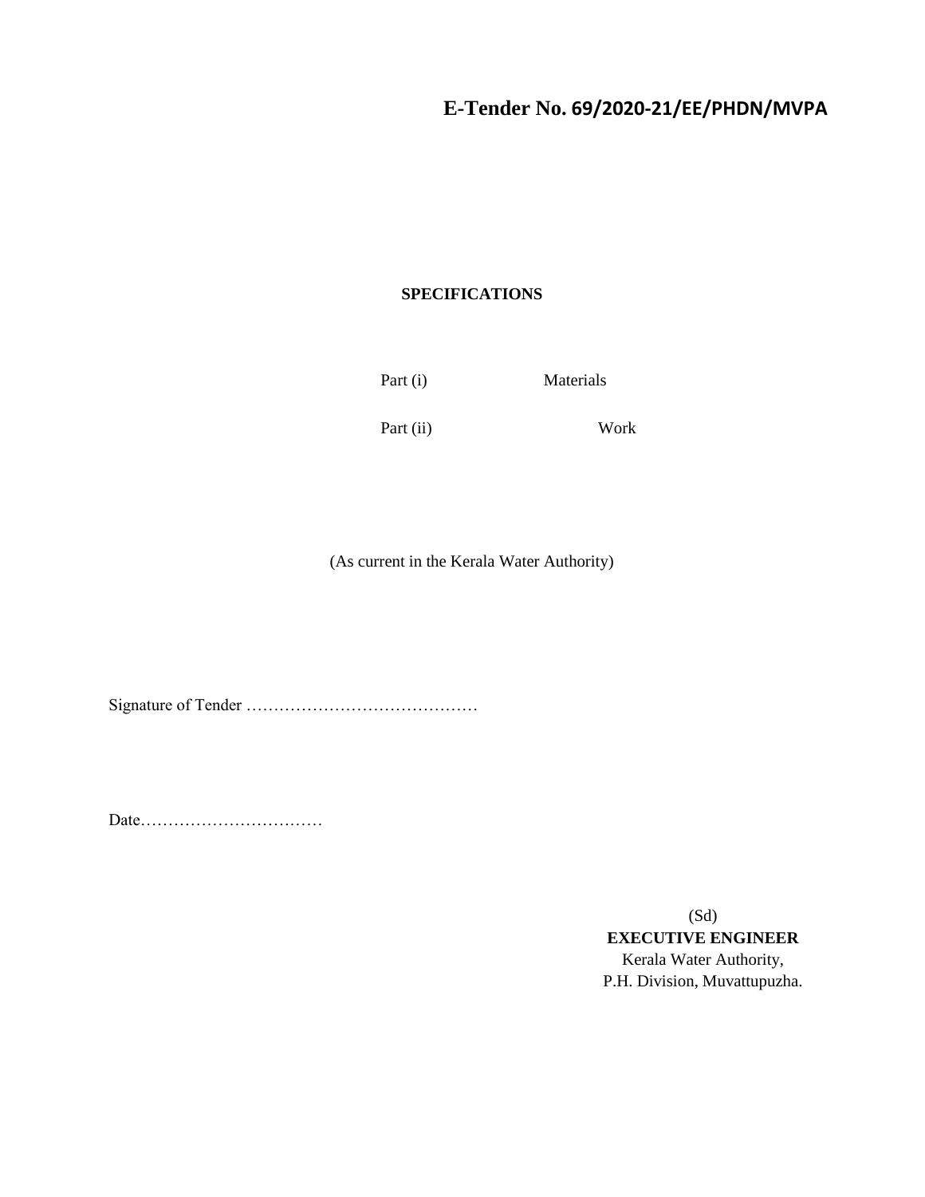# E-Tender No. 69/2020-21/EE/PHDN/MVPA

**SPECIFICATIONS**

Part (i) Materials

Part (ii) Work

(As current in the Kerala Water Authority)

Signature of Tender ……………………………………

Date……………………………

(Sd)
**EXECUTIVE ENGINEER**
Kerala Water Authority,
P.H. Division, Muvattupuzha.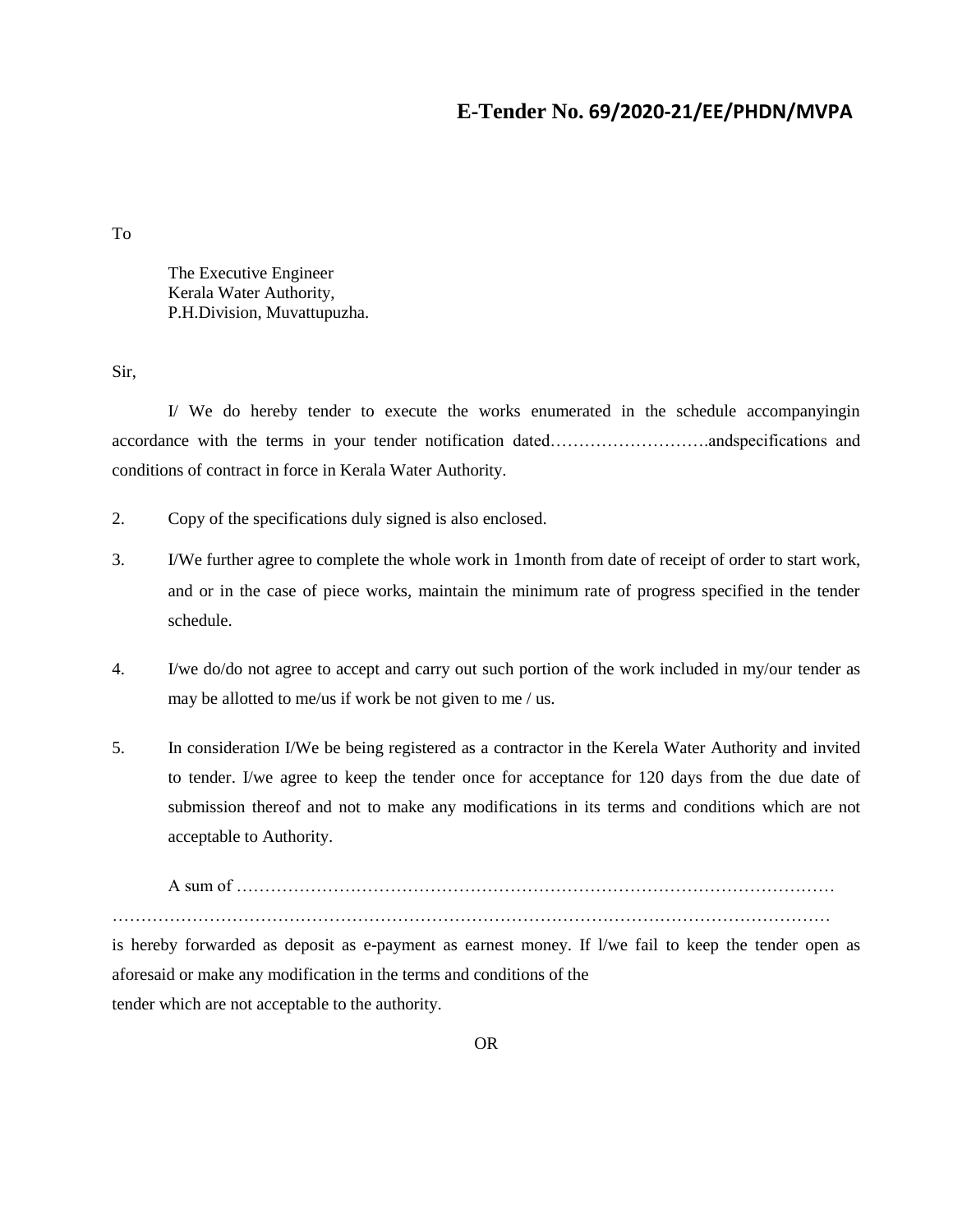**E-Tender No. 69/2020-21/EE/PHDN/MVPA**

To

The Executive Engineer
Kerala Water Authority,
P.H.Division, Muvattupuzha.

Sir,

I/ We do hereby tender to execute the works enumerated in the schedule accompanyingin accordance with the terms in your tender notification dated……………………….andspecifications and conditions of contract in force in Kerala Water Authority.

2. Copy of the specifications duly signed is also enclosed.

3. I/We further agree to complete the whole work in 1month from date of receipt of order to start work, and or in the case of piece works, maintain the minimum rate of progress specified in the tender schedule.

4. I/we do/do not agree to accept and carry out such portion of the work included in my/our tender as may be allotted to me/us if work be not given to me / us.

5. In consideration I/We be being registered as a contractor in the Kerela Water Authority and invited to tender. I/we agree to keep the tender once for acceptance for 120 days from the due date of submission thereof and not to make any modifications in its terms and conditions which are not acceptable to Authority.

A sum of ………………………………………………………………………………………… ……………………………………………………………………………………………………………… is hereby forwarded as deposit as e-payment as earnest money. If l/we fail to keep the tender open as aforesaid or make any modification in the terms and conditions of the tender which are not acceptable to the authority.

OR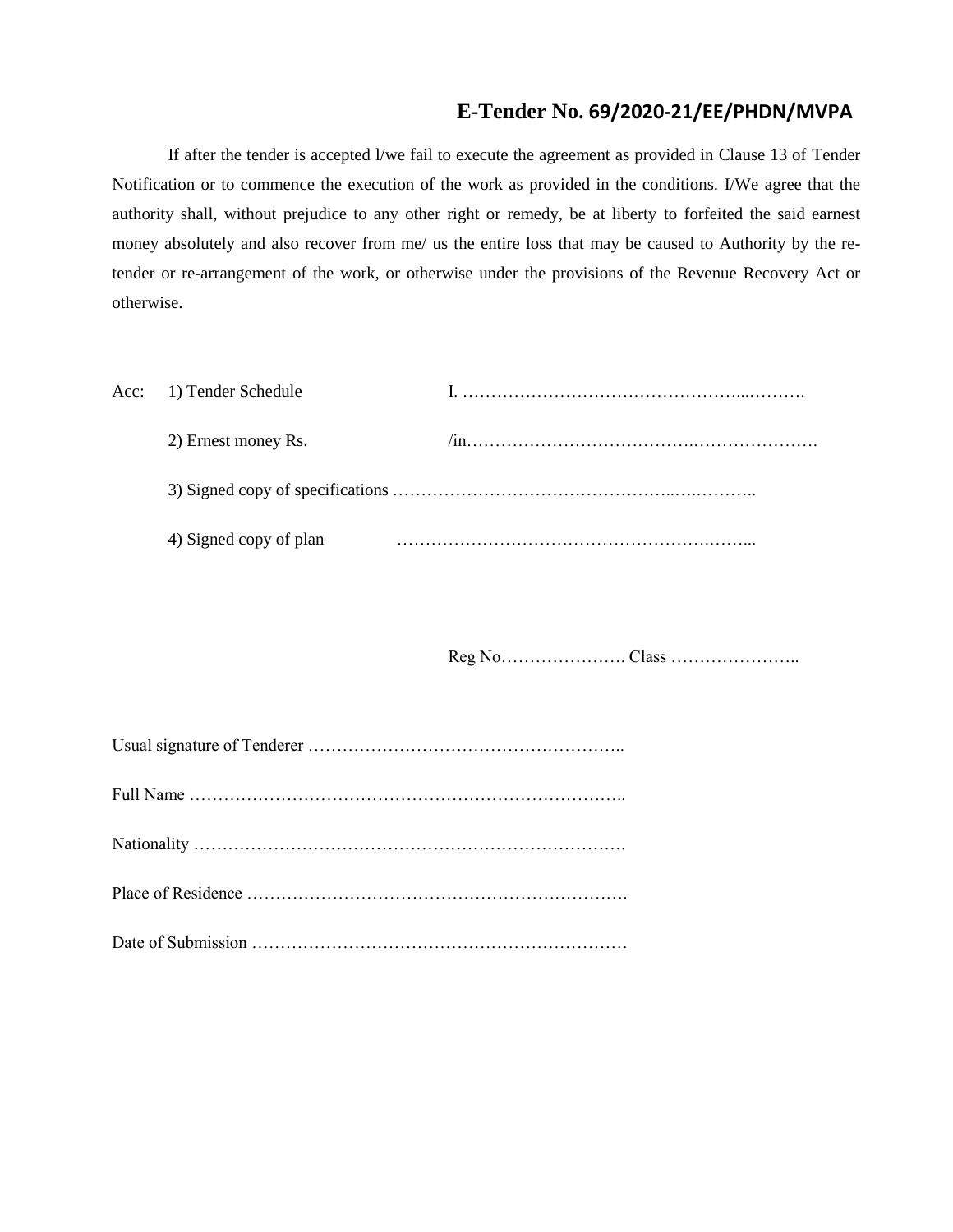## E-Tender No. 69/2020-21/EE/PHDN/MVPA

If after the tender is accepted l/we fail to execute the agreement as provided in Clause 13 of Tender Notification or to commence the execution of the work as provided in the conditions. I/We agree that the authority shall, without prejudice to any other right or remedy, be at liberty to forfeited the said earnest money absolutely and also recover from me/ us the entire loss that may be caused to Authority by the re-tender or re-arrangement of the work, or otherwise under the provisions of the Revenue Recovery Act or otherwise.

Acc: 1) Tender Schedule I. …………………………………………...……….

2) Ernest money Rs. /in………………………………….………………….

3) Signed copy of specifications …………………………………………..….………..

4) Signed copy of plan …………………………………………….……...

Reg No…………………. Class …………………..

Usual signature of Tenderer ………………………………………………..

Full Name …………………………………………………………………..

Nationality ………………………………………………………………….

Place of Residence ………………………………………………………….

Date of Submission …………………………………………………………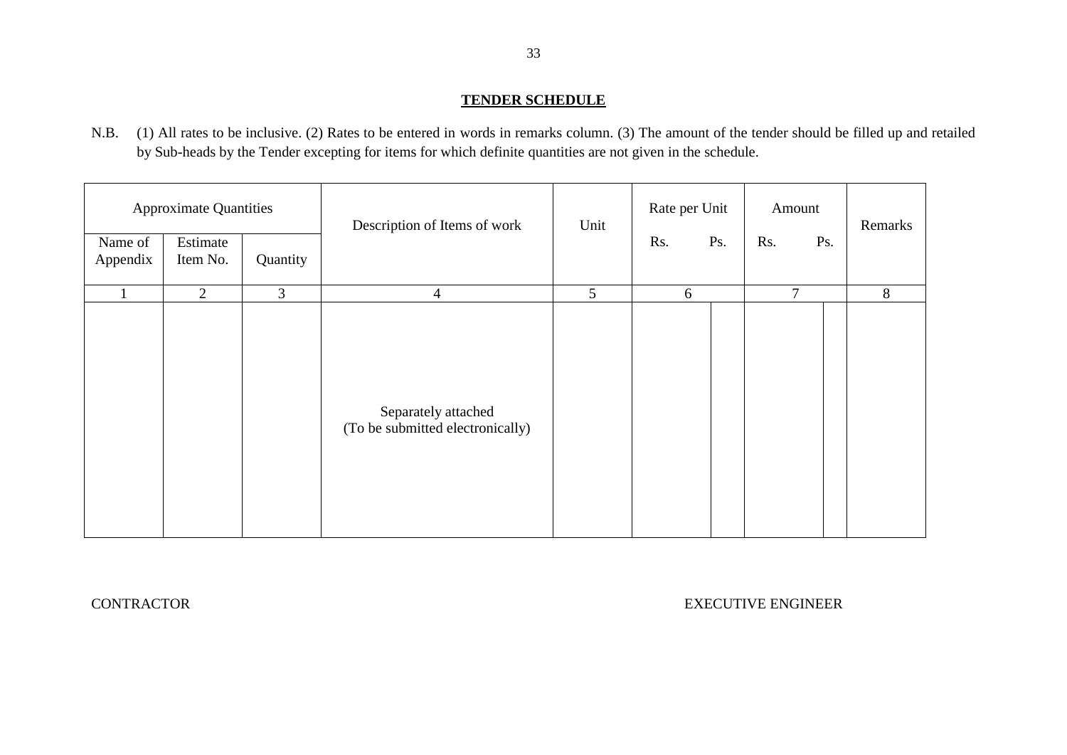**TENDER SCHEDULE**

N.B. (1) All rates to be inclusive. (2) Rates to be entered in words in remarks column. (3) The amount of the tender should be filled up and retailed by Sub-heads by the Tender excepting for items for which definite quantities are not given in the schedule.

| Approximate Quantities | | | Description of Items of work | Unit | Rate per Unit | | Amount | | Remarks |
|---|---|---|---|---|---|---|---|---|---|
| Name of Appendix | Estimate Item No. | Quantity | | | Rs. | Ps. | Rs. | Ps. | |
| 1 | 2 | 3 | 4 | 5 | 6 | | 7 | | 8 |
| | | | Separately attached (To be submitted electronically) | | | | | | |

CONTRACTOR

EXECUTIVE ENGINEER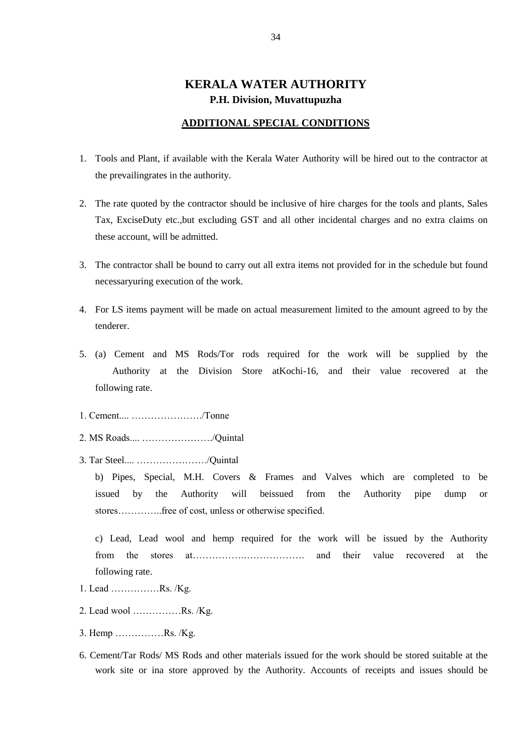# KERALA WATER AUTHORITY

**P.H. Division, Muvattupuzha**

## ADDITIONAL SPECIAL CONDITIONS

1. Tools and Plant, if available with the Kerala Water Authority will be hired out to the contractor at the prevailingrates in the authority.

2. The rate quoted by the contractor should be inclusive of hire charges for the tools and plants, Sales Tax, ExciseDuty etc.,but excluding GST and all other incidental charges and no extra claims on these account, will be admitted.

3. The contractor shall be bound to carry out all extra items not provided for in the schedule but found necessaryuring execution of the work.

4. For LS items payment will be made on actual measurement limited to the amount agreed to by the tenderer.

5. (a) Cement and MS Rods/Tor rods required for the work will be supplied by the Authority at the Division Store atKochi-16, and their value recovered at the following rate.

1. Cement.... …………………./Tonne

2. MS Roads.... …………………./Quintal

3. Tar Steel.... …………………./Quintal

b) Pipes, Special, M.H. Covers & Frames and Valves which are completed to be issued by the Authority will beissued from the Authority pipe dump or stores…………..free of cost, unless or otherwise specified.

c) Lead, Lead wool and hemp required for the work will be issued by the Authority from the stores at……………..………………. and their value recovered at the following rate.

1. Lead ……………Rs. /Kg.

2. Lead wool ……………Rs. /Kg.

3. Hemp ……………Rs. /Kg.

6. Cement/Tar Rods/ MS Rods and other materials issued for the work should be stored suitable at the work site or ina store approved by the Authority. Accounts of receipts and issues should be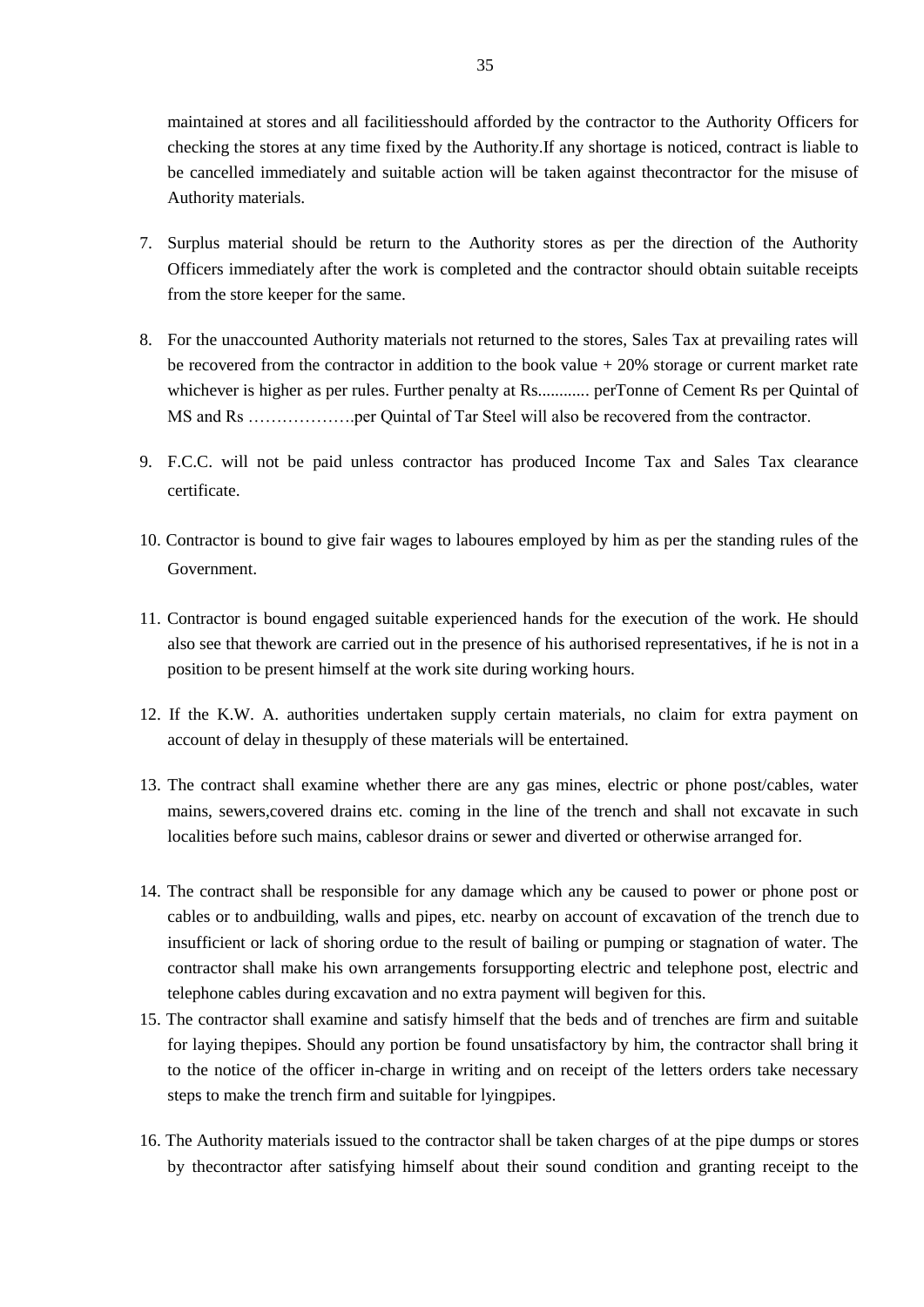maintained at stores and all facilitiesshould afforded by the contractor to the Authority Officers for checking the stores at any time fixed by the Authority.If any shortage is noticed, contract is liable to be cancelled immediately and suitable action will be taken against thecontractor for the misuse of Authority materials.

7. Surplus material should be return to the Authority stores as per the direction of the Authority Officers immediately after the work is completed and the contractor should obtain suitable receipts from the store keeper for the same.

8. For the unaccounted Authority materials not returned to the stores, Sales Tax at prevailing rates will be recovered from the contractor in addition to the book value + 20% storage or current market rate whichever is higher as per rules. Further penalty at Rs............ perTonne of Cement Rs per Quintal of MS and Rs ……………….per Quintal of Tar Steel will also be recovered from the contractor.

9. F.C.C. will not be paid unless contractor has produced Income Tax and Sales Tax clearance certificate.

10. Contractor is bound to give fair wages to laboures employed by him as per the standing rules of the Government.

11. Contractor is bound engaged suitable experienced hands for the execution of the work. He should also see that thework are carried out in the presence of his authorised representatives, if he is not in a position to be present himself at the work site during working hours.

12. If the K.W. A. authorities undertaken supply certain materials, no claim for extra payment on account of delay in thesupply of these materials will be entertained.

13. The contract shall examine whether there are any gas mines, electric or phone post/cables, water mains, sewers,covered drains etc. coming in the line of the trench and shall not excavate in such localities before such mains, cablesor drains or sewer and diverted or otherwise arranged for.

14. The contract shall be responsible for any damage which any be caused to power or phone post or cables or to andbuilding, walls and pipes, etc. nearby on account of excavation of the trench due to insufficient or lack of shoring ordue to the result of bailing or pumping or stagnation of water. The contractor shall make his own arrangements forsupporting electric and telephone post, electric and telephone cables during excavation and no extra payment will begiven for this.

15. The contractor shall examine and satisfy himself that the beds and of trenches are firm and suitable for laying thepipes. Should any portion be found unsatisfactory by him, the contractor shall bring it to the notice of the officer in-charge in writing and on receipt of the letters orders take necessary steps to make the trench firm and suitable for lyingpipes.

16. The Authority materials issued to the contractor shall be taken charges of at the pipe dumps or stores by thecontractor after satisfying himself about their sound condition and granting receipt to the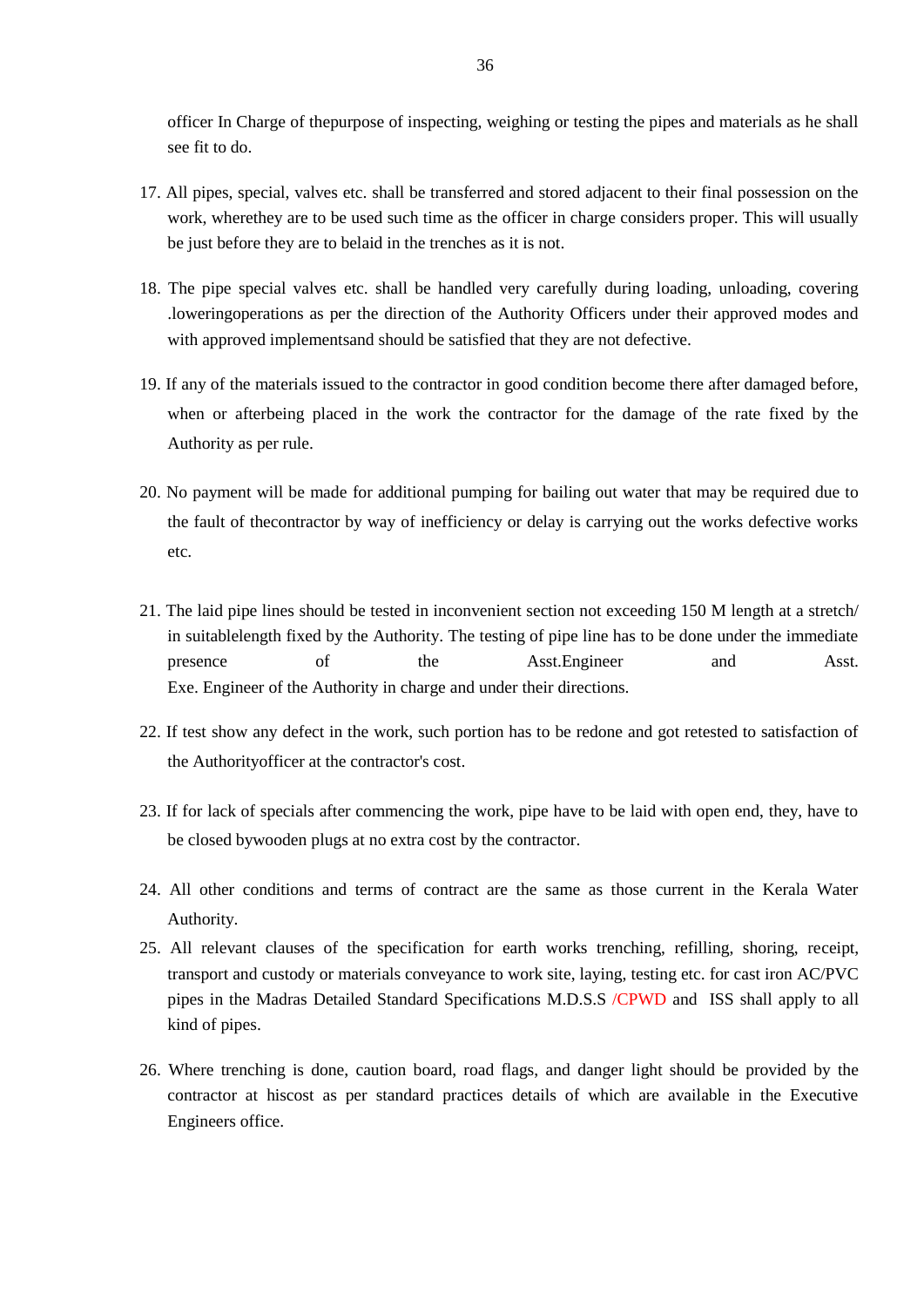officer In Charge of thepurpose of inspecting, weighing or testing the pipes and materials as he shall see fit to do.

17. All pipes, special, valves etc. shall be transferred and stored adjacent to their final possession on the work, wherethey are to be used such time as the officer in charge considers proper. This will usually be just before they are to belaid in the trenches as it is not.

18. The pipe special valves etc. shall be handled very carefully during loading, unloading, covering .loweringoperations as per the direction of the Authority Officers under their approved modes and with approved implementsand should be satisfied that they are not defective.

19. If any of the materials issued to the contractor in good condition become there after damaged before, when or afterbeing placed in the work the contractor for the damage of the rate fixed by the Authority as per rule.

20. No payment will be made for additional pumping for bailing out water that may be required due to the fault of thecontractor by way of inefficiency or delay is carrying out the works defective works etc.

21. The laid pipe lines should be tested in inconvenient section not exceeding 150 M length at a stretch/ in suitablelength fixed by the Authority. The testing of pipe line has to be done under the immediate presence of the Asst.Engineer and Asst. Exe. Engineer of the Authority in charge and under their directions.

22. If test show any defect in the work, such portion has to be redone and got retested to satisfaction of the Authorityofficer at the contractor's cost.

23. If for lack of specials after commencing the work, pipe have to be laid with open end, they, have to be closed bywooden plugs at no extra cost by the contractor.

24. All other conditions and terms of contract are the same as those current in the Kerala Water Authority.

25. All relevant clauses of the specification for earth works trenching, refilling, shoring, receipt, transport and custody or materials conveyance to work site, laying, testing etc. for cast iron AC/PVC pipes in the Madras Detailed Standard Specifications M.D.S.S /CPWD and ISS shall apply to all kind of pipes.

26. Where trenching is done, caution board, road flags, and danger light should be provided by the contractor at hiscost as per standard practices details of which are available in the Executive Engineers office.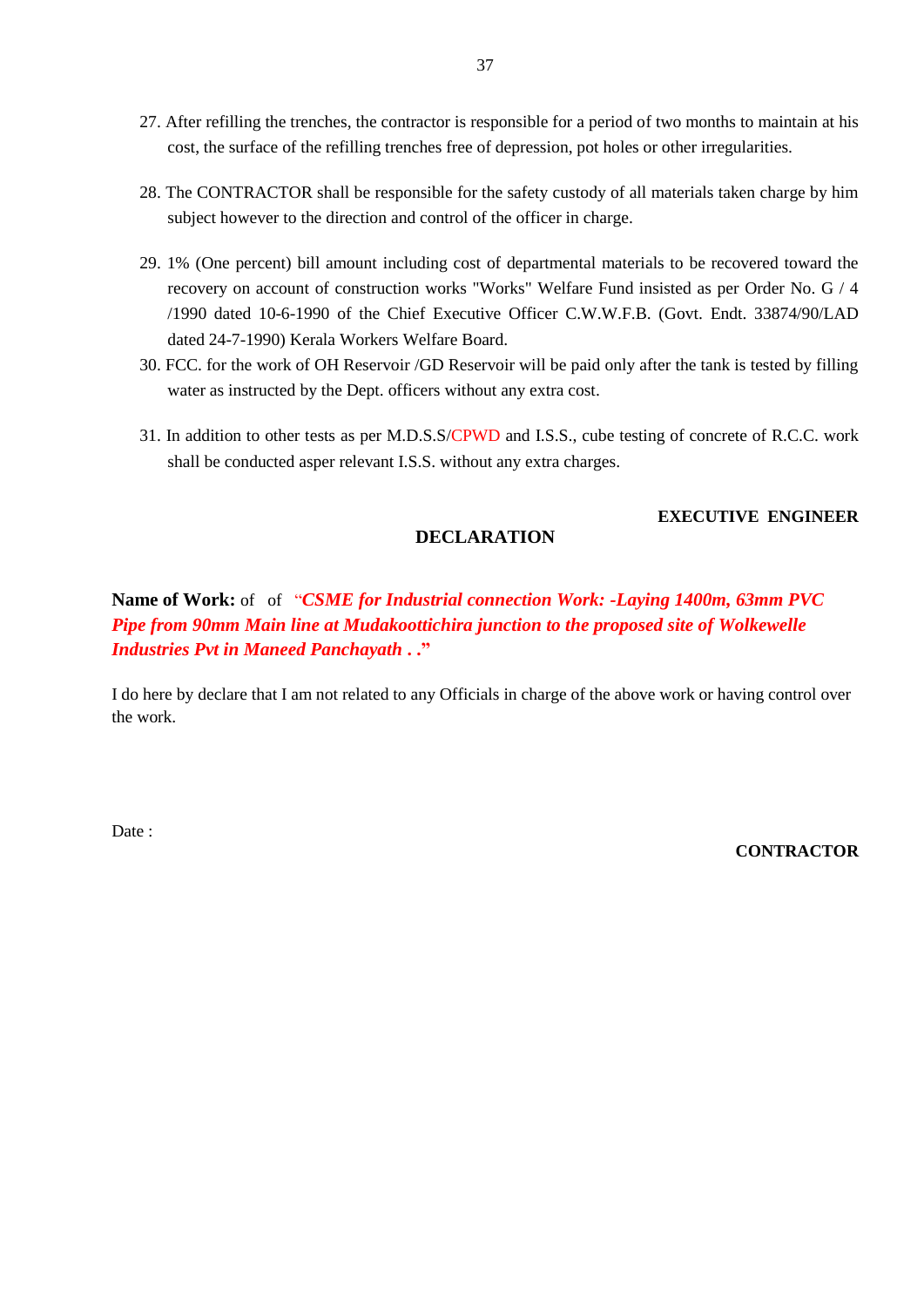27. After refilling the trenches, the contractor is responsible for a period of two months to maintain at his cost, the surface of the refilling trenches free of depression, pot holes or other irregularities.

28. The CONTRACTOR shall be responsible for the safety custody of all materials taken charge by him subject however to the direction and control of the officer in charge.

29. 1% (One percent) bill amount including cost of departmental materials to be recovered toward the recovery on account of construction works "Works" Welfare Fund insisted as per Order No. G / 4 /1990 dated 10-6-1990 of the Chief Executive Officer C.W.W.F.B. (Govt. Endt. 33874/90/LAD dated 24-7-1990) Kerala Workers Welfare Board.

30. FCC. for the work of OH Reservoir /GD Reservoir will be paid only after the tank is tested by filling water as instructed by the Dept. officers without any extra cost.

31. In addition to other tests as per M.D.S.S/CPWD and I.S.S., cube testing of concrete of R.C.C. work shall be conducted asper relevant I.S.S. without any extra charges.

**EXECUTIVE ENGINEER**

## DECLARATION

**Name of Work:** of of "***CSME for Industrial connection Work: -Laying 1400m, 63mm PVC Pipe from 90mm Main line at Mudakoottichira junction to the proposed site of Wolkewelle Industries Pvt in Maneed Panchayath . .***"

I do here by declare that I am not related to any Officials in charge of the above work or having control over the work.

Date :

**CONTRACTOR**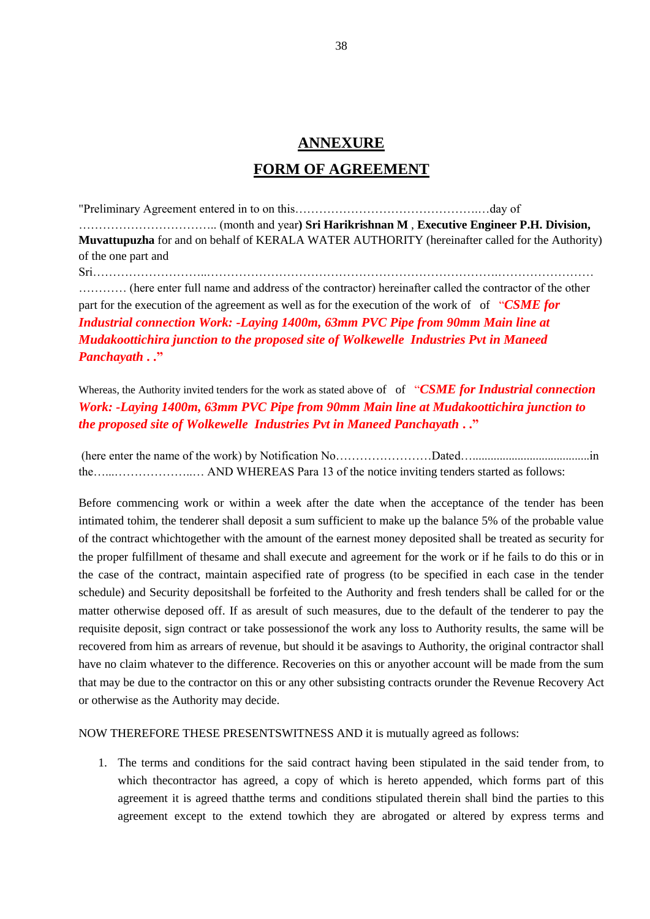## ANNEXURE

## FORM OF AGREEMENT

"Preliminary Agreement entered in to on this…………………………………….…day of …………………………….. (month and year**) Sri Harikrishnan M** , **Executive Engineer P.H. Division, Muvattupuzha** for and on behalf of KERALA WATER AUTHORITY (hereinafter called for the Authority) of the one part and Sri………………………...…………………………………………………….…………………… ………… (here enter full name and address of the contractor) hereinafter called the contractor of the other part for the execution of the agreement as well as for the execution of the work of of "***CSME for Industrial connection Work: -Laying 1400m, 63mm PVC Pipe from 90mm Main line at Mudakoottichira junction to the proposed site of Wolkewelle Industries Pvt in Maneed Panchayath . .***"

Whereas, the Authority invited tenders for the work as stated above of of "***CSME for Industrial connection Work: -Laying 1400m, 63mm PVC Pipe from 90mm Main line at Mudakoottichira junction to the proposed site of Wolkewelle Industries Pvt in Maneed Panchayath . .***"

(here enter the name of the work) by Notification No……………………Dated…......................................in the…...………………..… AND WHEREAS Para 13 of the notice inviting tenders started as follows:

Before commencing work or within a week after the date when the acceptance of the tender has been intimated tohim, the tenderer shall deposit a sum sufficient to make up the balance 5% of the probable value of the contract whichtogether with the amount of the earnest money deposited shall be treated as security for the proper fulfillment of thesame and shall execute and agreement for the work or if he fails to do this or in the case of the contract, maintain aspecified rate of progress (to be specified in each case in the tender schedule) and Security depositshall be forfeited to the Authority and fresh tenders shall be called for or the matter otherwise deposed off. If as aresult of such measures, due to the default of the tenderer to pay the requisite deposit, sign contract or take possessionof the work any loss to Authority results, the same will be recovered from him as arrears of revenue, but should it be asavings to Authority, the original contractor shall have no claim whatever to the difference. Recoveries on this or anyother account will be made from the sum that may be due to the contractor on this or any other subsisting contracts orunder the Revenue Recovery Act or otherwise as the Authority may decide.

NOW THEREFORE THESE PRESENTSWITNESS AND it is mutually agreed as follows:

1. The terms and conditions for the said contract having been stipulated in the said tender from, to which thecontractor has agreed, a copy of which is hereto appended, which forms part of this agreement it is agreed thatthe terms and conditions stipulated therein shall bind the parties to this agreement except to the extend towhich they are abrogated or altered by express terms and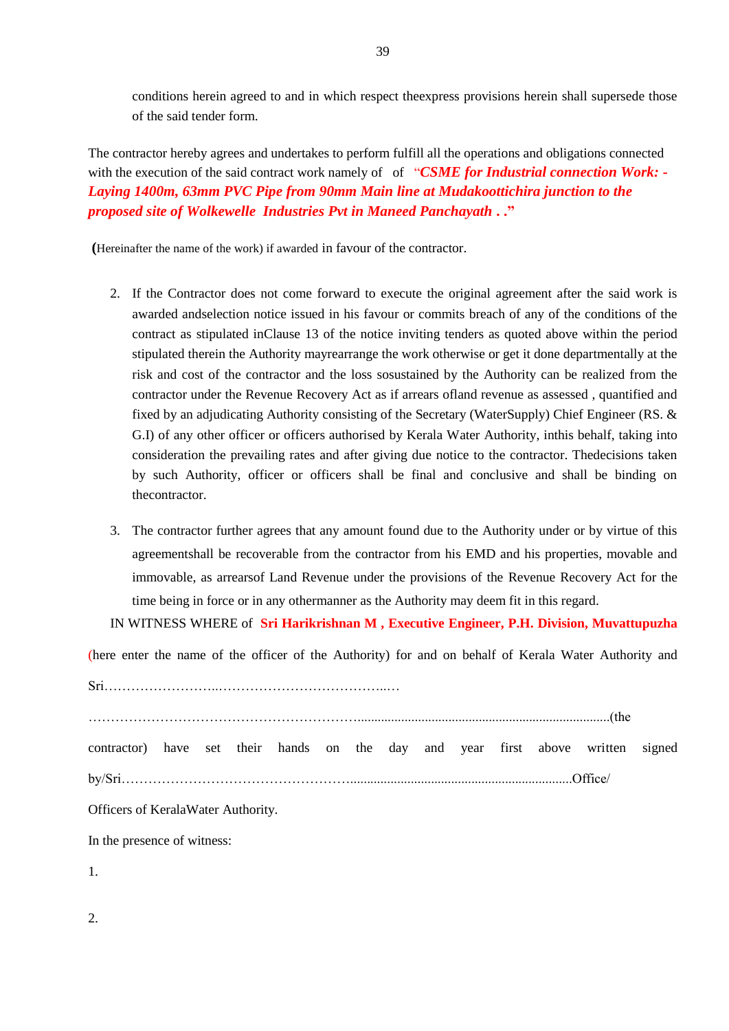conditions herein agreed to and in which respect theexpress provisions herein shall supersede those of the said tender form.

The contractor hereby agrees and undertakes to perform fulfill all the operations and obligations connected with the execution of the said contract work namely of of "***CSME for Industrial connection Work: - Laying 1400m, 63mm PVC Pipe from 90mm Main line at Mudakoottichira junction to the proposed site of Wolkewelle Industries Pvt in Maneed Panchayath . .***"

(Hereinafter the name of the work) if awarded in favour of the contractor.

2. If the Contractor does not come forward to execute the original agreement after the said work is awarded andselection notice issued in his favour or commits breach of any of the conditions of the contract as stipulated inClause 13 of the notice inviting tenders as quoted above within the period stipulated therein the Authority mayrearrange the work otherwise or get it done departmentally at the risk and cost of the contractor and the loss sosustained by the Authority can be realized from the contractor under the Revenue Recovery Act as if arrears ofland revenue as assessed , quantified and fixed by an adjudicating Authority consisting of the Secretary (WaterSupply) Chief Engineer (RS. & G.I) of any other officer or officers authorised by Kerala Water Authority, inthis behalf, taking into consideration the prevailing rates and after giving due notice to the contractor. Thedecisions taken by such Authority, officer or officers shall be final and conclusive and shall be binding on thecontractor.

3. The contractor further agrees that any amount found due to the Authority under or by virtue of this agreementshall be recoverable from the contractor from his EMD and his properties, movable and immovable, as arrearsof Land Revenue under the provisions of the Revenue Recovery Act for the time being in force or in any othermanner as the Authority may deem fit in this regard.

IN WITNESS WHERE of **Sri Harikrishnan M , Executive Engineer, P.H. Division, Muvattupuzha**

(here enter the name of the officer of the Authority) for and on behalf of Kerala Water Authority and

Sri……………………..………………………………..…

…………………………………………………….........................................................................(the

contractor) have set their hands on the day and year first above written signed

by/Sri…………………………………………….................................................................Office/

Officers of KeralaWater Authority.

In the presence of witness:

1.

2.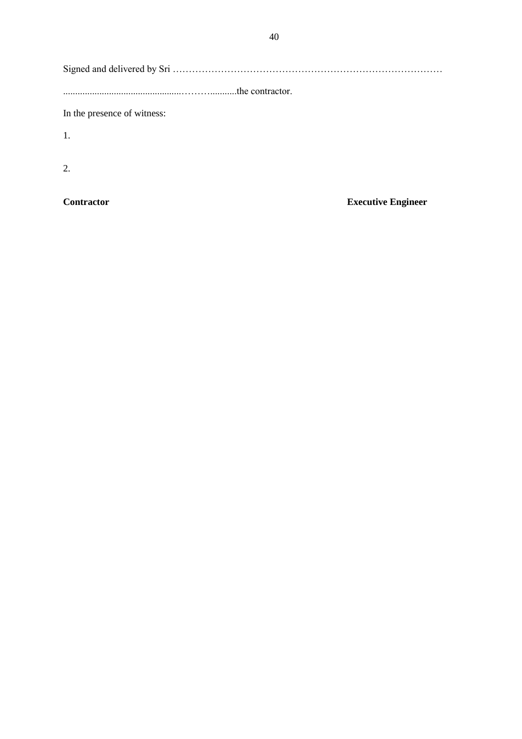Signed and delivered by Sri …………………………………………………………………………

..................................................………...........the contractor.

In the presence of witness:

1.

2.

**Contractor** **Executive Engineer**